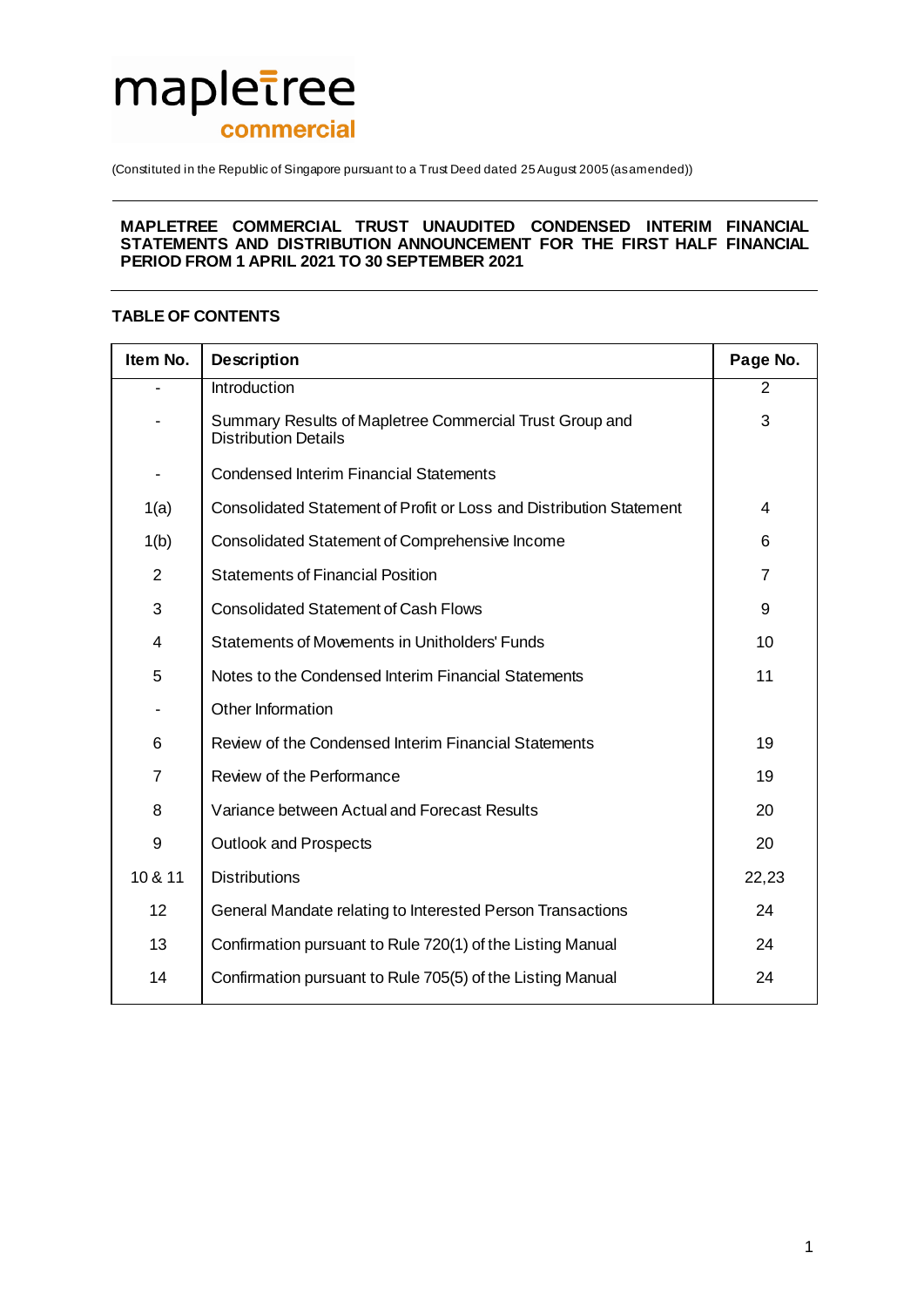mapletree
commercial

(Constituted in the Republic of Singapore pursuant to a Trust Deed dated 25 August 2005 (as amended))

---

**MAPLETREE COMMERCIAL TRUST UNAUDITED CONDENSED INTERIM FINANCIAL STATEMENTS AND DISTRIBUTION ANNOUNCEMENT FOR THE FIRST HALF FINANCIAL PERIOD FROM 1 APRIL 2021 TO 30 SEPTEMBER 2021**

---

**TABLE OF CONTENTS**

| Item No. | Description | Page No. |
|---|---|---|
| - | Introduction | 2 |
| - | Summary Results of Mapletree Commercial Trust Group and Distribution Details | 3 |
| - | Condensed Interim Financial Statements | |
| 1(a) | Consolidated Statement of Profit or Loss and Distribution Statement | 4 |
| 1(b) | Consolidated Statement of Comprehensive Income | 6 |
| 2 | Statements of Financial Position | 7 |
| 3 | Consolidated Statement of Cash Flows | 9 |
| 4 | Statements of Movements in Unitholders' Funds | 10 |
| 5 | Notes to the Condensed Interim Financial Statements | 11 |
| - | Other Information | |
| 6 | Review of the Condensed Interim Financial Statements | 19 |
| 7 | Review of the Performance | 19 |
| 8 | Variance between Actual and Forecast Results | 20 |
| 9 | Outlook and Prospects | 20 |
| 10 & 11 | Distributions | 22,23 |
| 12 | General Mandate relating to Interested Person Transactions | 24 |
| 13 | Confirmation pursuant to Rule 720(1) of the Listing Manual | 24 |
| 14 | Confirmation pursuant to Rule 705(5) of the Listing Manual | 24 |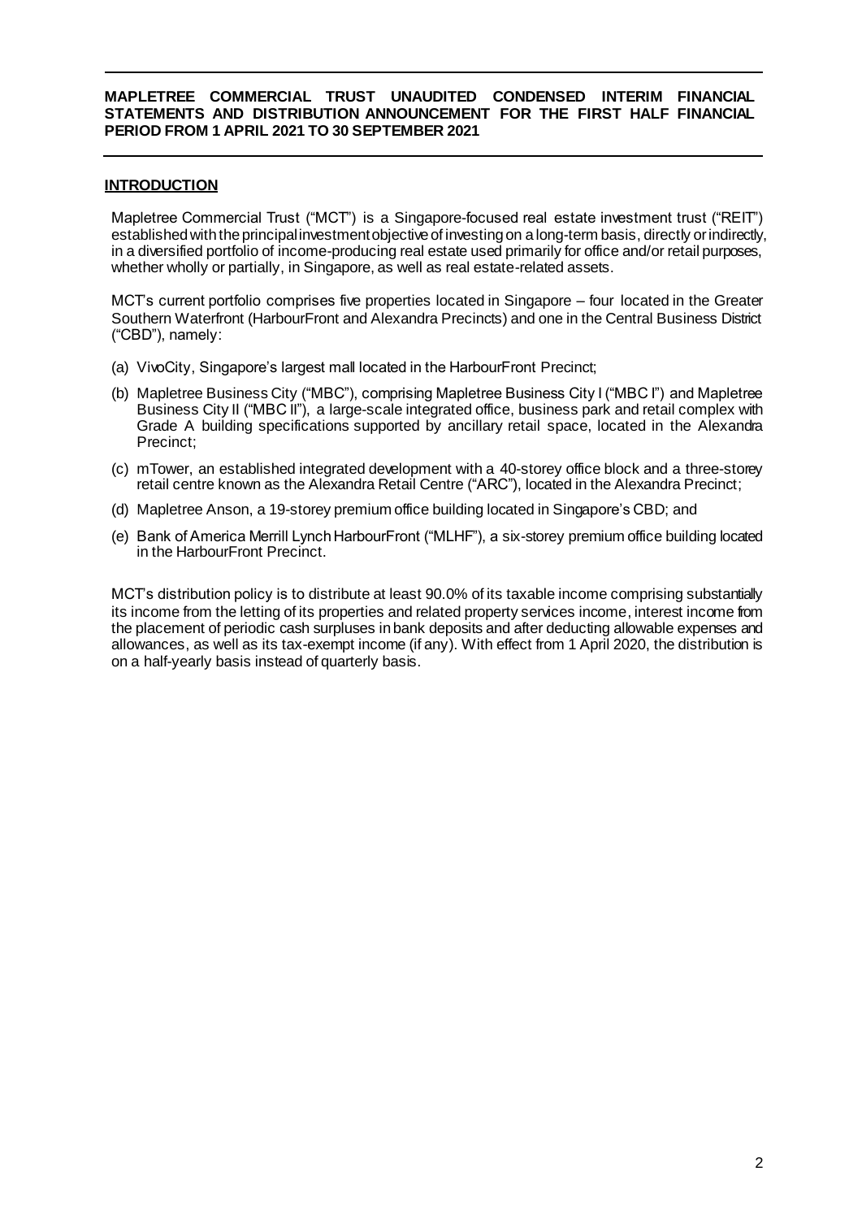**MAPLETREE COMMERCIAL TRUST UNAUDITED CONDENSED INTERIM FINANCIAL STATEMENTS AND DISTRIBUTION ANNOUNCEMENT FOR THE FIRST HALF FINANCIAL PERIOD FROM 1 APRIL 2021 TO 30 SEPTEMBER 2021**

## INTRODUCTION

Mapletree Commercial Trust ("MCT") is a Singapore-focused real estate investment trust ("REIT") established with the principal investment objective of investing on a long-term basis, directly or indirectly, in a diversified portfolio of income-producing real estate used primarily for office and/or retail purposes, whether wholly or partially, in Singapore, as well as real estate-related assets.

MCT's current portfolio comprises five properties located in Singapore – four located in the Greater Southern Waterfront (HarbourFront and Alexandra Precincts) and one in the Central Business District ("CBD"), namely:

(a) VivoCity, Singapore's largest mall located in the HarbourFront Precinct;

(b) Mapletree Business City ("MBC"), comprising Mapletree Business City I ("MBC I") and Mapletree Business City II ("MBC II"), a large-scale integrated office, business park and retail complex with Grade A building specifications supported by ancillary retail space, located in the Alexandra Precinct;

(c) mTower, an established integrated development with a 40-storey office block and a three-storey retail centre known as the Alexandra Retail Centre ("ARC"), located in the Alexandra Precinct;

(d) Mapletree Anson, a 19-storey premium office building located in Singapore's CBD; and

(e) Bank of America Merrill Lynch HarbourFront ("MLHF"), a six-storey premium office building located in the HarbourFront Precinct.

MCT's distribution policy is to distribute at least 90.0% of its taxable income comprising substantially its income from the letting of its properties and related property services income, interest income from the placement of periodic cash surpluses in bank deposits and after deducting allowable expenses and allowances, as well as its tax-exempt income (if any). With effect from 1 April 2020, the distribution is on a half-yearly basis instead of quarterly basis.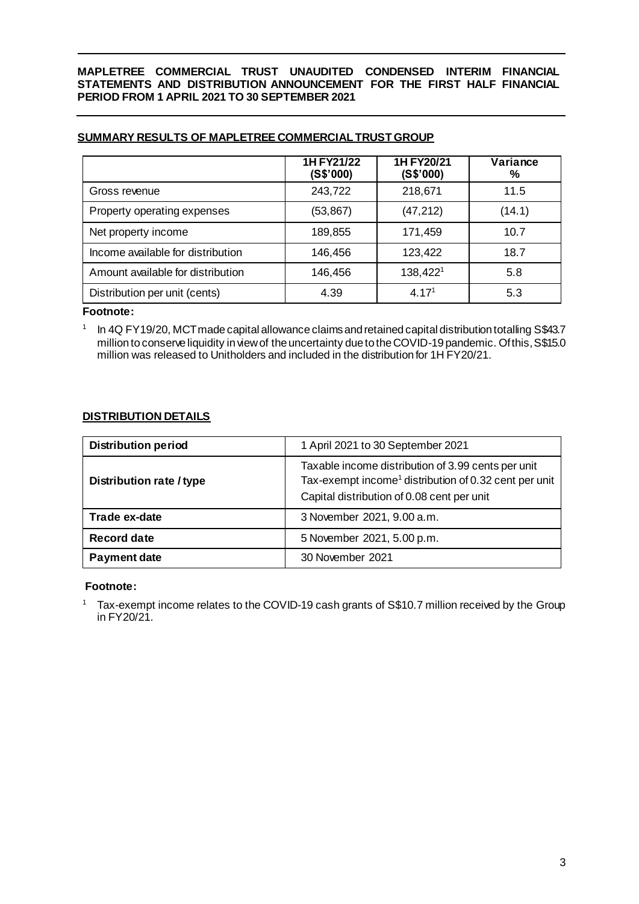**MAPLETREE COMMERCIAL TRUST UNAUDITED CONDENSED INTERIM FINANCIAL STATEMENTS AND DISTRIBUTION ANNOUNCEMENT FOR THE FIRST HALF FINANCIAL PERIOD FROM 1 APRIL 2021 TO 30 SEPTEMBER 2021**

## SUMMARY RESULTS OF MAPLETREE COMMERCIAL TRUST GROUP

| | 1H FY21/22 (S$'000) | 1H FY20/21 (S$'000) | Variance % |
|---|---|---|---|
| Gross revenue | 243,722 | 218,671 | 11.5 |
| Property operating expenses | (53,867) | (47,212) | (14.1) |
| Net property income | 189,855 | 171,459 | 10.7 |
| Income available for distribution | 146,456 | 123,422 | 18.7 |
| Amount available for distribution | 146,456 | 138,422[1] | 5.8 |
| Distribution per unit (cents) | 4.39 | 4.17[1] | 5.3 |

**Footnote:**

[1] In 4Q FY19/20, MCT made capital allowance claims and retained capital distribution totalling S$43.7 million to conserve liquidity in view of the uncertainty due to the COVID-19 pandemic. Of this, S$15.0 million was released to Unitholders and included in the distribution for 1H FY20/21.

## DISTRIBUTION DETAILS

| | |
|---|---|
| **Distribution period** | 1 April 2021 to 30 September 2021 |
| **Distribution rate / type** | Taxable income distribution of 3.99 cents per unit<br>Tax-exempt income[1] distribution of 0.32 cent per unit<br>Capital distribution of 0.08 cent per unit |
| **Trade ex-date** | 3 November 2021, 9.00 a.m. |
| **Record date** | 5 November 2021, 5.00 p.m. |
| **Payment date** | 30 November 2021 |

**Footnote:**

[1] Tax-exempt income relates to the COVID-19 cash grants of S$10.7 million received by the Group in FY20/21.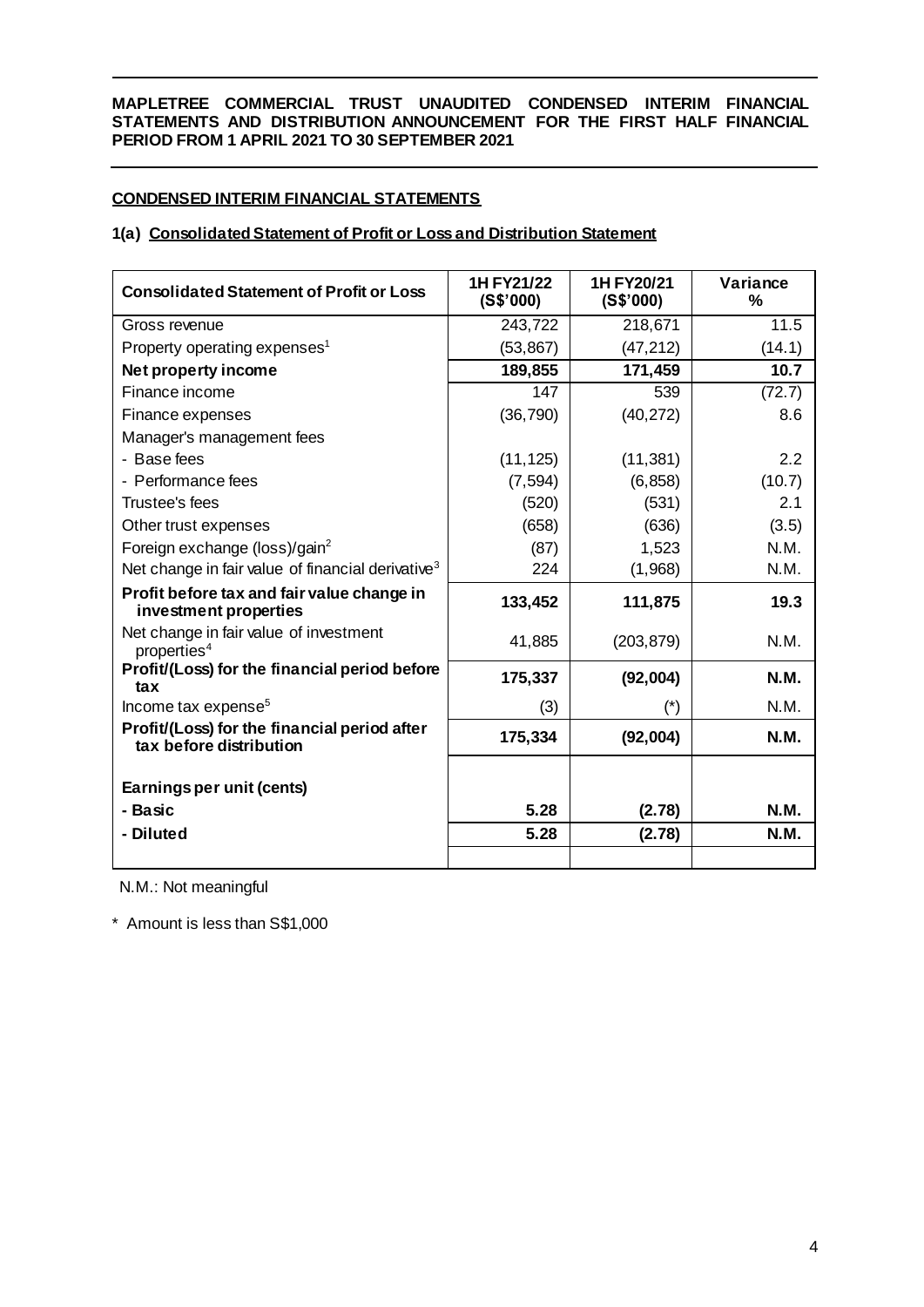**MAPLETREE COMMERCIAL TRUST UNAUDITED CONDENSED INTERIM FINANCIAL STATEMENTS AND DISTRIBUTION ANNOUNCEMENT FOR THE FIRST HALF FINANCIAL PERIOD FROM 1 APRIL 2021 TO 30 SEPTEMBER 2021**

## CONDENSED INTERIM FINANCIAL STATEMENTS

### 1(a) Consolidated Statement of Profit or Loss and Distribution Statement

| Consolidated Statement of Profit or Loss | 1H FY21/22 (S$'000) | 1H FY20/21 (S$'000) | Variance % |
|---|---|---|---|
| Gross revenue | 243,722 | 218,671 | 11.5 |
| Property operating expenses[1] | (53,867) | (47,212) | (14.1) |
| **Net property income** | **189,855** | **171,459** | **10.7** |
| Finance income | 147 | 539 | (72.7) |
| Finance expenses | (36,790) | (40,272) | 8.6 |
| Manager's management fees | | | |
| - Base fees | (11,125) | (11,381) | 2.2 |
| - Performance fees | (7,594) | (6,858) | (10.7) |
| Trustee's fees | (520) | (531) | 2.1 |
| Other trust expenses | (658) | (636) | (3.5) |
| Foreign exchange (loss)/gain[2] | (87) | 1,523 | N.M. |
| Net change in fair value of financial derivative[3] | 224 | (1,968) | N.M. |
| **Profit before tax and fair value change in investment properties** | **133,452** | **111,875** | **19.3** |
| Net change in fair value of investment properties[4] | 41,885 | (203,879) | N.M. |
| **Profit/(Loss) for the financial period before tax** | **175,337** | **(92,004)** | **N.M.** |
| Income tax expense[5] | (3) | (*) | N.M. |
| **Profit/(Loss) for the financial period after tax before distribution** | **175,334** | **(92,004)** | **N.M.** |
| | | | |
| **Earnings per unit (cents)** | | | |
| **- Basic** | **5.28** | **(2.78)** | **N.M.** |
| **- Diluted** | **5.28** | **(2.78)** | **N.M.** |

N.M.: Not meaningful

\* Amount is less than S$1,000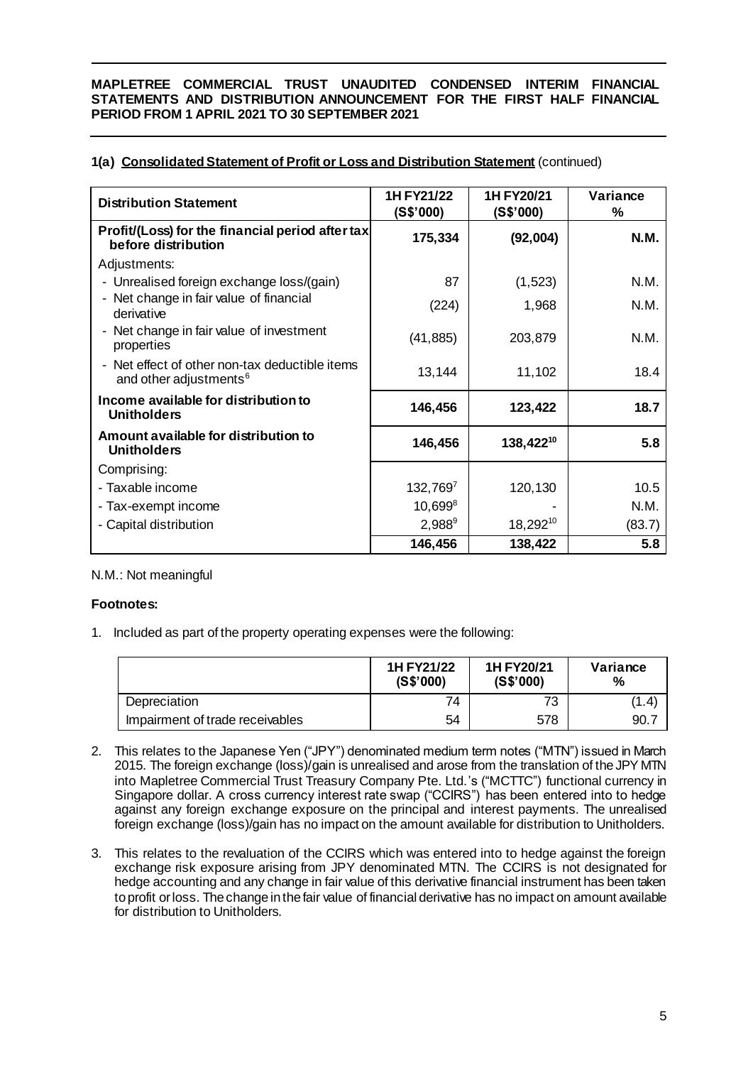**MAPLETREE COMMERCIAL TRUST UNAUDITED CONDENSED INTERIM FINANCIAL STATEMENTS AND DISTRIBUTION ANNOUNCEMENT FOR THE FIRST HALF FINANCIAL PERIOD FROM 1 APRIL 2021 TO 30 SEPTEMBER 2021**

**1(a) Consolidated Statement of Profit or Loss and Distribution Statement** (continued)

| Distribution Statement | 1H FY21/22 (S$'000) | 1H FY20/21 (S$'000) | Variance % |
|---|---|---|---|
| **Profit/(Loss) for the financial period after tax before distribution** | **175,334** | **(92,004)** | **N.M.** |
| Adjustments: | | | |
| - Unrealised foreign exchange loss/(gain) | 87 | (1,523) | N.M. |
| - Net change in fair value of financial derivative | (224) | 1,968 | N.M. |
| - Net change in fair value of investment properties | (41,885) | 203,879 | N.M. |
| - Net effect of other non-tax deductible items and other adjustments[6] | 13,144 | 11,102 | 18.4 |
| **Income available for distribution to Unitholders** | **146,456** | **123,422** | **18.7** |
| **Amount available for distribution to Unitholders** | **146,456** | **138,422[10]** | **5.8** |
| Comprising: | | | |
| - Taxable income | 132,769[7] | 120,130 | 10.5 |
| - Tax-exempt income | 10,699[8] | - | N.M. |
| - Capital distribution | 2,988[9] | 18,292[10] | (83.7) |
| | **146,456** | **138,422** | **5.8** |

N.M.: Not meaningful

**Footnotes:**

1. Included as part of the property operating expenses were the following:

| | 1H FY21/22 (S$'000) | 1H FY20/21 (S$'000) | Variance % |
|---|---|---|---|
| Depreciation | 74 | 73 | (1.4) |
| Impairment of trade receivables | 54 | 578 | 90.7 |

2. This relates to the Japanese Yen ("JPY") denominated medium term notes ("MTN") issued in March 2015. The foreign exchange (loss)/gain is unrealised and arose from the translation of the JPY MTN into Mapletree Commercial Trust Treasury Company Pte. Ltd.'s ("MCTTC") functional currency in Singapore dollar. A cross currency interest rate swap ("CCIRS") has been entered into to hedge against any foreign exchange exposure on the principal and interest payments. The unrealised foreign exchange (loss)/gain has no impact on the amount available for distribution to Unitholders.

3. This relates to the revaluation of the CCIRS which was entered into to hedge against the foreign exchange risk exposure arising from JPY denominated MTN. The CCIRS is not designated for hedge accounting and any change in fair value of this derivative financial instrument has been taken to profit or loss. The change in the fair value of financial derivative has no impact on amount available for distribution to Unitholders.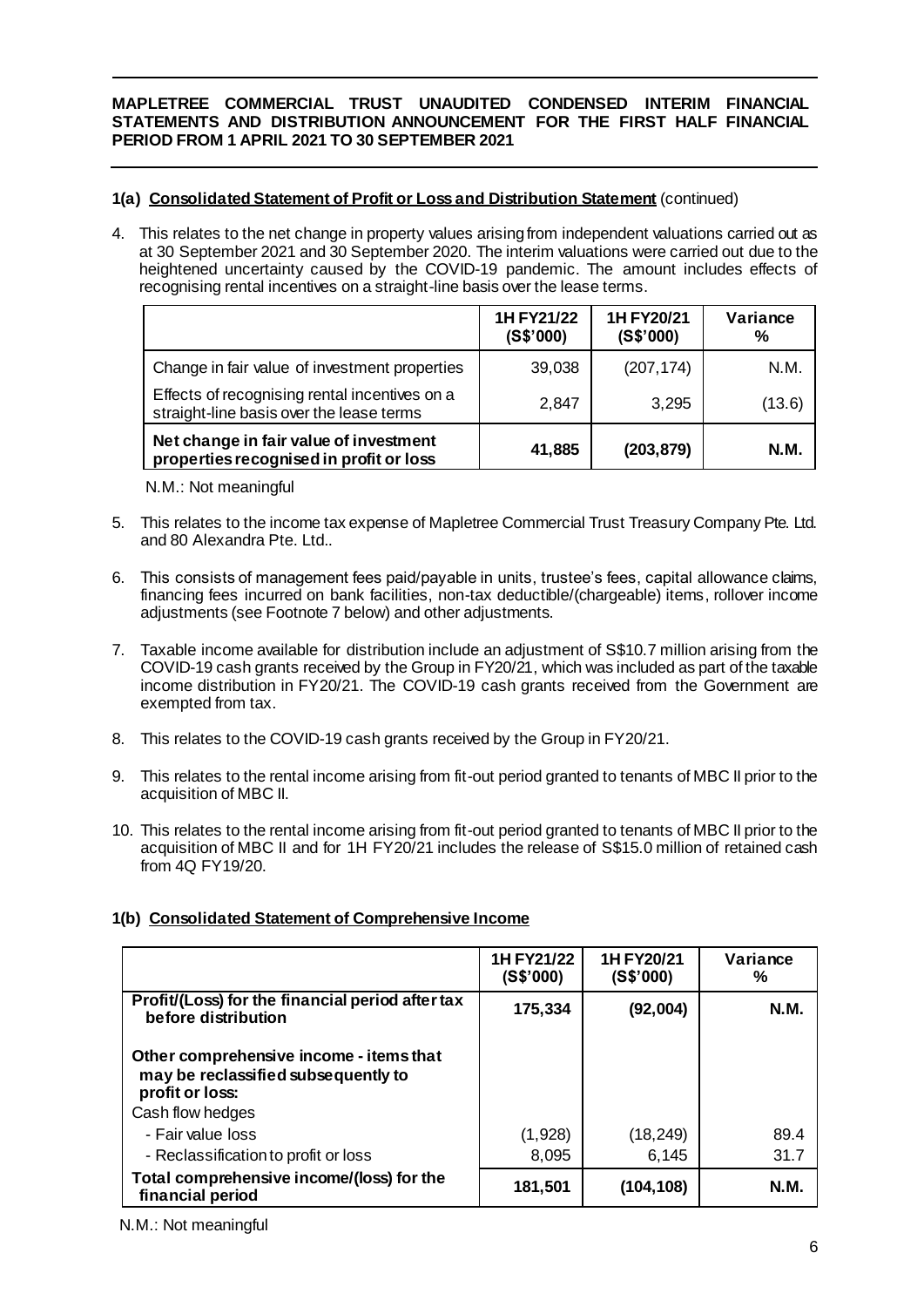**MAPLETREE COMMERCIAL TRUST UNAUDITED CONDENSED INTERIM FINANCIAL STATEMENTS AND DISTRIBUTION ANNOUNCEMENT FOR THE FIRST HALF FINANCIAL PERIOD FROM 1 APRIL 2021 TO 30 SEPTEMBER 2021**

### 1(a) Consolidated Statement of Profit or Loss and Distribution Statement (continued)

4. This relates to the net change in property values arising from independent valuations carried out as at 30 September 2021 and 30 September 2020. The interim valuations were carried out due to the heightened uncertainty caused by the COVID-19 pandemic. The amount includes effects of recognising rental incentives on a straight-line basis over the lease terms.

| | 1H FY21/22 (S$'000) | 1H FY20/21 (S$'000) | Variance % |
|---|---|---|---|
| Change in fair value of investment properties | 39,038 | (207,174) | N.M. |
| Effects of recognising rental incentives on a straight-line basis over the lease terms | 2,847 | 3,295 | (13.6) |
| **Net change in fair value of investment properties recognised in profit or loss** | **41,885** | **(203,879)** | **N.M.** |

N.M.: Not meaningful

5. This relates to the income tax expense of Mapletree Commercial Trust Treasury Company Pte. Ltd. and 80 Alexandra Pte. Ltd..

6. This consists of management fees paid/payable in units, trustee's fees, capital allowance claims, financing fees incurred on bank facilities, non-tax deductible/(chargeable) items, rollover income adjustments (see Footnote 7 below) and other adjustments.

7. Taxable income available for distribution include an adjustment of S$10.7 million arising from the COVID-19 cash grants received by the Group in FY20/21, which was included as part of the taxable income distribution in FY20/21. The COVID-19 cash grants received from the Government are exempted from tax.

8. This relates to the COVID-19 cash grants received by the Group in FY20/21.

9. This relates to the rental income arising from fit-out period granted to tenants of MBC II prior to the acquisition of MBC II.

10. This relates to the rental income arising from fit-out period granted to tenants of MBC II prior to the acquisition of MBC II and for 1H FY20/21 includes the release of S$15.0 million of retained cash from 4Q FY19/20.

### 1(b) Consolidated Statement of Comprehensive Income

| | 1H FY21/22 (S$'000) | 1H FY20/21 (S$'000) | Variance % |
|---|---|---|---|
| **Profit/(Loss) for the financial period after tax before distribution** | **175,334** | **(92,004)** | **N.M.** |
| **Other comprehensive income - items that may be reclassified subsequently to profit or loss:** | | | |
| Cash flow hedges | | | |
| - Fair value loss | (1,928) | (18,249) | 89.4 |
| - Reclassification to profit or loss | 8,095 | 6,145 | 31.7 |
| **Total comprehensive income/(loss) for the financial period** | **181,501** | **(104,108)** | **N.M.** |

N.M.: Not meaningful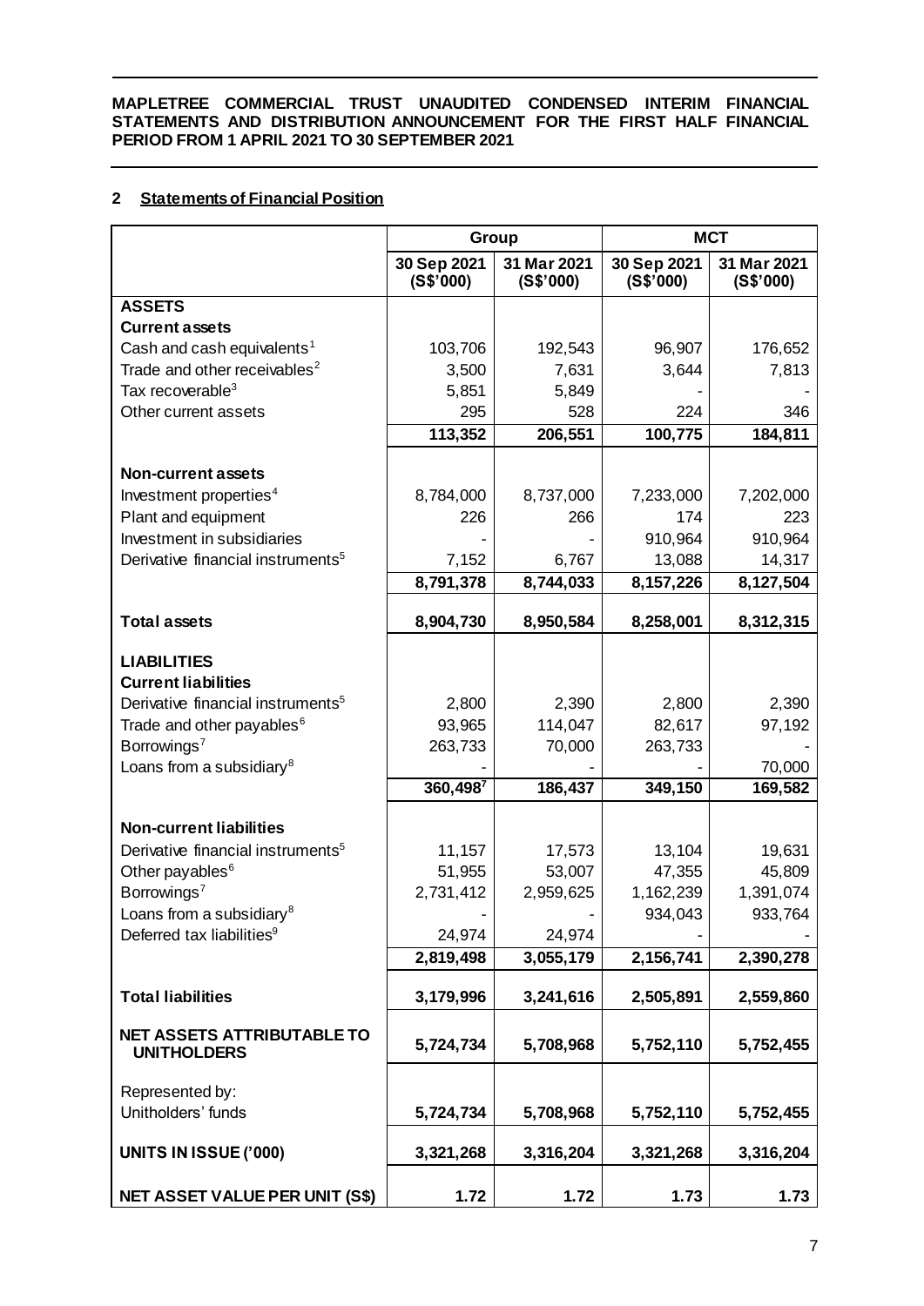**MAPLETREE COMMERCIAL TRUST UNAUDITED CONDENSED INTERIM FINANCIAL STATEMENTS AND DISTRIBUTION ANNOUNCEMENT FOR THE FIRST HALF FINANCIAL PERIOD FROM 1 APRIL 2021 TO 30 SEPTEMBER 2021**

## 2 Statements of Financial Position

| | Group | | MCT | |
|---|---|---|---|---|
| | 30 Sep 2021 (S$'000) | 31 Mar 2021 (S$'000) | 30 Sep 2021 (S$'000) | 31 Mar 2021 (S$'000) |
| **ASSETS** | | | | |
| **Current assets** | | | | |
| Cash and cash equivalents[1] | 103,706 | 192,543 | 96,907 | 176,652 |
| Trade and other receivables[2] | 3,500 | 7,631 | 3,644 | 7,813 |
| Tax recoverable[3] | 5,851 | 5,849 | - | - |
| Other current assets | 295 | 528 | 224 | 346 |
| | **113,352** | **206,551** | **100,775** | **184,811** |
| **Non-current assets** | | | | |
| Investment properties[4] | 8,784,000 | 8,737,000 | 7,233,000 | 7,202,000 |
| Plant and equipment | 226 | 266 | 174 | 223 |
| Investment in subsidiaries | - | - | 910,964 | 910,964 |
| Derivative financial instruments[5] | 7,152 | 6,767 | 13,088 | 14,317 |
| | **8,791,378** | **8,744,033** | **8,157,226** | **8,127,504** |
| **Total assets** | **8,904,730** | **8,950,584** | **8,258,001** | **8,312,315** |
| **LIABILITIES** | | | | |
| **Current liabilities** | | | | |
| Derivative financial instruments[5] | 2,800 | 2,390 | 2,800 | 2,390 |
| Trade and other payables[6] | 93,965 | 114,047 | 82,617 | 97,192 |
| Borrowings[7] | 263,733 | 70,000 | 263,733 | - |
| Loans from a subsidiary[8] | - | - | - | 70,000 |
| | **360,498**[7] | **186,437** | **349,150** | **169,582** |
| **Non-current liabilities** | | | | |
| Derivative financial instruments[5] | 11,157 | 17,573 | 13,104 | 19,631 |
| Other payables[6] | 51,955 | 53,007 | 47,355 | 45,809 |
| Borrowings[7] | 2,731,412 | 2,959,625 | 1,162,239 | 1,391,074 |
| Loans from a subsidiary[8] | - | - | 934,043 | 933,764 |
| Deferred tax liabilities[9] | 24,974 | 24,974 | - | - |
| | **2,819,498** | **3,055,179** | **2,156,741** | **2,390,278** |
| **Total liabilities** | **3,179,996** | **3,241,616** | **2,505,891** | **2,559,860** |
| **NET ASSETS ATTRIBUTABLE TO UNITHOLDERS** | **5,724,734** | **5,708,968** | **5,752,110** | **5,752,455** |
| Represented by: | | | | |
| Unitholders' funds | **5,724,734** | **5,708,968** | **5,752,110** | **5,752,455** |
| **UNITS IN ISSUE ('000)** | **3,321,268** | **3,316,204** | **3,321,268** | **3,316,204** |
| **NET ASSET VALUE PER UNIT (S$)** | **1.72** | **1.72** | **1.73** | **1.73** |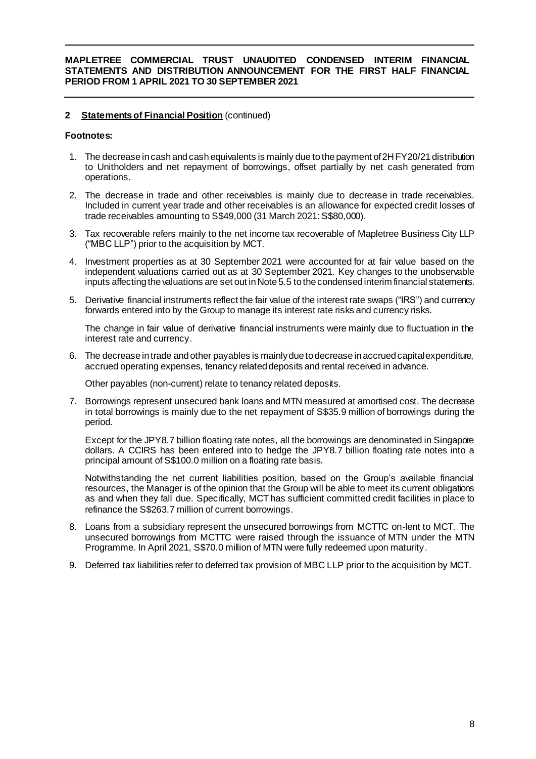## 2 Statements of Financial Position (continued)

**Footnotes:**

1. The decrease in cash and cash equivalents is mainly due to the payment of 2H FY20/21 distribution to Unitholders and net repayment of borrowings, offset partially by net cash generated from operations.

2. The decrease in trade and other receivables is mainly due to decrease in trade receivables. Included in current year trade and other receivables is an allowance for expected credit losses of trade receivables amounting to S$49,000 (31 March 2021: S$80,000).

3. Tax recoverable refers mainly to the net income tax recoverable of Mapletree Business City LLP ("MBC LLP") prior to the acquisition by MCT.

4. Investment properties as at 30 September 2021 were accounted for at fair value based on the independent valuations carried out as at 30 September 2021. Key changes to the unobservable inputs affecting the valuations are set out in Note 5.5 to the condensed interim financial statements.

5. Derivative financial instruments reflect the fair value of the interest rate swaps ("IRS") and currency forwards entered into by the Group to manage its interest rate risks and currency risks.

   The change in fair value of derivative financial instruments were mainly due to fluctuation in the interest rate and currency.

6. The decrease in trade and other payables is mainly due to decrease in accrued capital expenditure, accrued operating expenses, tenancy related deposits and rental received in advance.

   Other payables (non-current) relate to tenancy related deposits.

7. Borrowings represent unsecured bank loans and MTN measured at amortised cost. The decrease in total borrowings is mainly due to the net repayment of S$35.9 million of borrowings during the period.

   Except for the JPY8.7 billion floating rate notes, all the borrowings are denominated in Singapore dollars. A CCIRS has been entered into to hedge the JPY8.7 billion floating rate notes into a principal amount of S$100.0 million on a floating rate basis.

   Notwithstanding the net current liabilities position, based on the Group's available financial resources, the Manager is of the opinion that the Group will be able to meet its current obligations as and when they fall due. Specifically, MCT has sufficient committed credit facilities in place to refinance the S$263.7 million of current borrowings.

8. Loans from a subsidiary represent the unsecured borrowings from MCTTC on-lent to MCT. The unsecured borrowings from MCTTC were raised through the issuance of MTN under the MTN Programme. In April 2021, S$70.0 million of MTN were fully redeemed upon maturity.

9. Deferred tax liabilities refer to deferred tax provision of MBC LLP prior to the acquisition by MCT.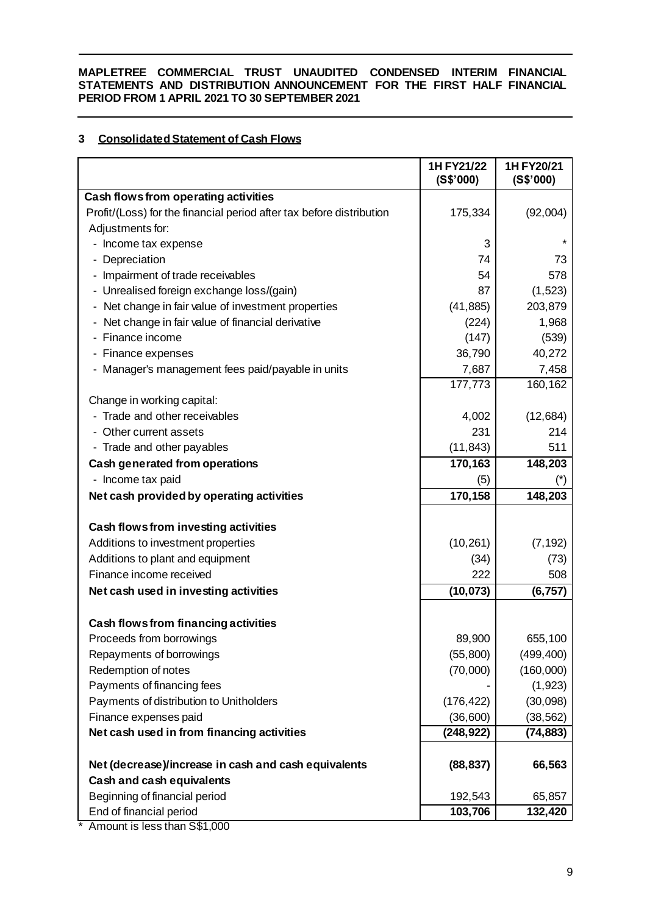**MAPLETREE COMMERCIAL TRUST UNAUDITED CONDENSED INTERIM FINANCIAL STATEMENTS AND DISTRIBUTION ANNOUNCEMENT FOR THE FIRST HALF FINANCIAL PERIOD FROM 1 APRIL 2021 TO 30 SEPTEMBER 2021**

## 3 Consolidated Statement of Cash Flows

| | 1H FY21/22 (S$'000) | 1H FY20/21 (S$'000) |
|---|---|---|
| **Cash flows from operating activities** | | |
| Profit/(Loss) for the financial period after tax before distribution | 175,334 | (92,004) |
| Adjustments for: | | |
| - Income tax expense | 3 | * |
| - Depreciation | 74 | 73 |
| - Impairment of trade receivables | 54 | 578 |
| - Unrealised foreign exchange loss/(gain) | 87 | (1,523) |
| - Net change in fair value of investment properties | (41,885) | 203,879 |
| - Net change in fair value of financial derivative | (224) | 1,968 |
| - Finance income | (147) | (539) |
| - Finance expenses | 36,790 | 40,272 |
| - Manager's management fees paid/payable in units | 7,687 | 7,458 |
| | 177,773 | 160,162 |
| Change in working capital: | | |
| - Trade and other receivables | 4,002 | (12,684) |
| - Other current assets | 231 | 214 |
| - Trade and other payables | (11,843) | 511 |
| **Cash generated from operations** | **170,163** | **148,203** |
| - Income tax paid | (5) | (*) |
| **Net cash provided by operating activities** | **170,158** | **148,203** |
| | | |
| **Cash flows from investing activities** | | |
| Additions to investment properties | (10,261) | (7,192) |
| Additions to plant and equipment | (34) | (73) |
| Finance income received | 222 | 508 |
| **Net cash used in investing activities** | **(10,073)** | **(6,757)** |
| | | |
| **Cash flows from financing activities** | | |
| Proceeds from borrowings | 89,900 | 655,100 |
| Repayments of borrowings | (55,800) | (499,400) |
| Redemption of notes | (70,000) | (160,000) |
| Payments of financing fees | - | (1,923) |
| Payments of distribution to Unitholders | (176,422) | (30,098) |
| Finance expenses paid | (36,600) | (38,562) |
| **Net cash used in from financing activities** | **(248,922)** | **(74,883)** |
| | | |
| **Net (decrease)/increase in cash and cash equivalents** | **(88,837)** | **66,563** |
| **Cash and cash equivalents** | | |
| Beginning of financial period | 192,543 | 65,857 |
| End of financial period | **103,706** | **132,420** |

\* Amount is less than S$1,000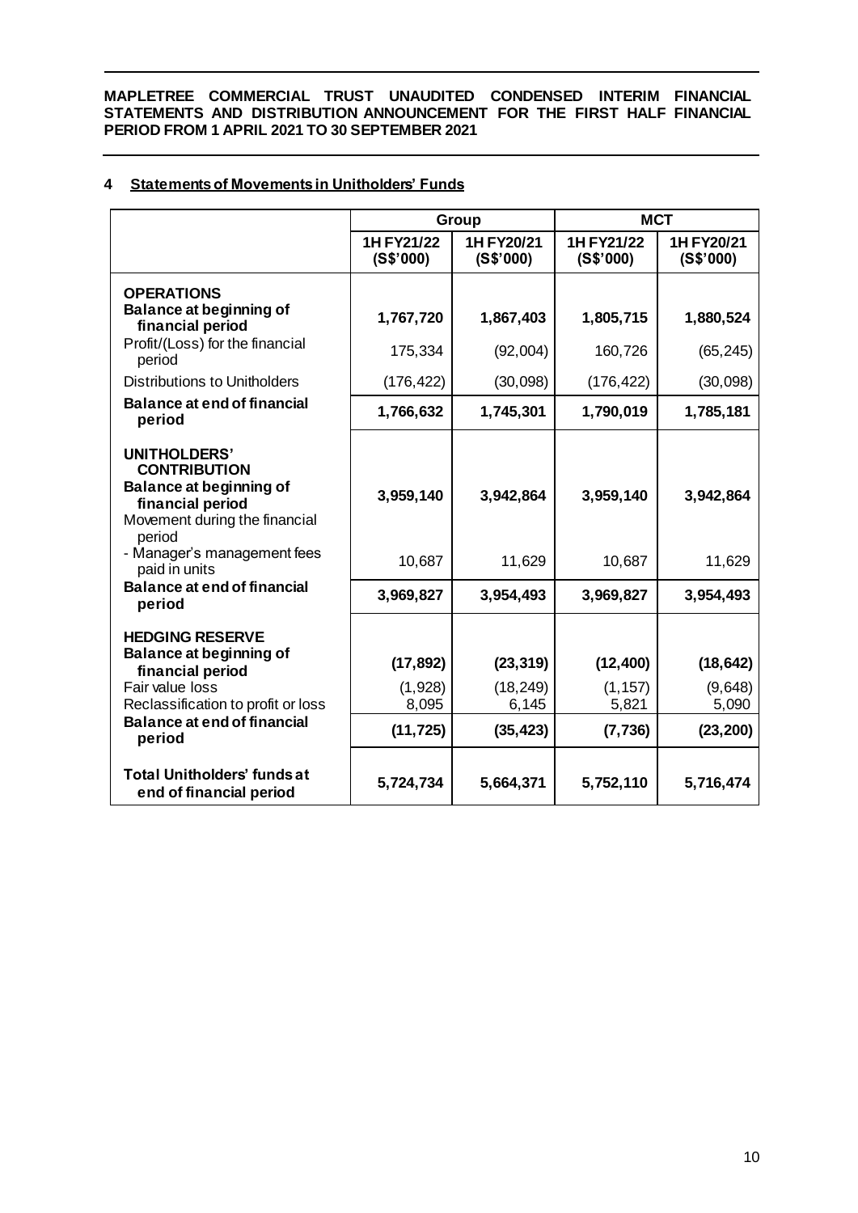**MAPLETREE COMMERCIAL TRUST UNAUDITED CONDENSED INTERIM FINANCIAL STATEMENTS AND DISTRIBUTION ANNOUNCEMENT FOR THE FIRST HALF FINANCIAL PERIOD FROM 1 APRIL 2021 TO 30 SEPTEMBER 2021**

## 4 Statements of Movements in Unitholders' Funds

| | Group | | MCT | |
|---|---|---|---|---|
| | **1H FY21/22 (S$'000)** | **1H FY20/21 (S$'000)** | **1H FY21/22 (S$'000)** | **1H FY20/21 (S$'000)** |
| **OPERATIONS** | | | | |
| **Balance at beginning of financial period** | **1,767,720** | **1,867,403** | **1,805,715** | **1,880,524** |
| Profit/(Loss) for the financial period | 175,334 | (92,004) | 160,726 | (65,245) |
| Distributions to Unitholders | (176,422) | (30,098) | (176,422) | (30,098) |
| **Balance at end of financial period** | **1,766,632** | **1,745,301** | **1,790,019** | **1,785,181** |
| **UNITHOLDERS' CONTRIBUTION** | | | | |
| **Balance at beginning of financial period** | **3,959,140** | **3,942,864** | **3,959,140** | **3,942,864** |
| Movement during the financial period | | | | |
| - Manager's management fees paid in units | 10,687 | 11,629 | 10,687 | 11,629 |
| **Balance at end of financial period** | **3,969,827** | **3,954,493** | **3,969,827** | **3,954,493** |
| **HEDGING RESERVE** | | | | |
| **Balance at beginning of financial period** | **(17,892)** | **(23,319)** | **(12,400)** | **(18,642)** |
| Fair value loss | (1,928) | (18,249) | (1,157) | (9,648) |
| Reclassification to profit or loss | 8,095 | 6,145 | 5,821 | 5,090 |
| **Balance at end of financial period** | **(11,725)** | **(35,423)** | **(7,736)** | **(23,200)** |
| **Total Unitholders' funds at end of financial period** | **5,724,734** | **5,664,371** | **5,752,110** | **5,716,474** |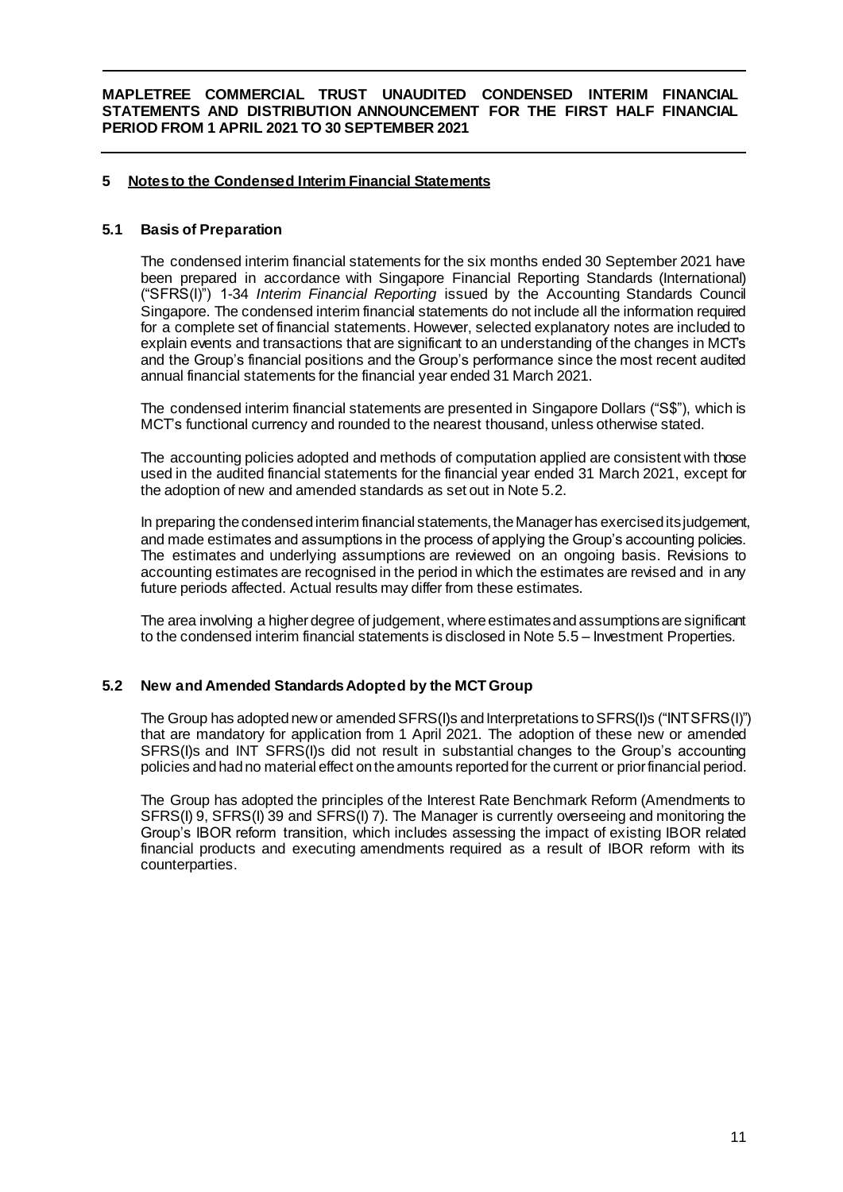## 5 Notes to the Condensed Interim Financial Statements

### 5.1 Basis of Preparation

The condensed interim financial statements for the six months ended 30 September 2021 have been prepared in accordance with Singapore Financial Reporting Standards (International) ("SFRS(I)") 1-34 *Interim Financial Reporting* issued by the Accounting Standards Council Singapore. The condensed interim financial statements do not include all the information required for a complete set of financial statements. However, selected explanatory notes are included to explain events and transactions that are significant to an understanding of the changes in MCT's and the Group's financial positions and the Group's performance since the most recent audited annual financial statements for the financial year ended 31 March 2021.

The condensed interim financial statements are presented in Singapore Dollars ("S$"), which is MCT's functional currency and rounded to the nearest thousand, unless otherwise stated.

The accounting policies adopted and methods of computation applied are consistent with those used in the audited financial statements for the financial year ended 31 March 2021, except for the adoption of new and amended standards as set out in Note 5.2.

In preparing the condensed interim financial statements, the Manager has exercised its judgement, and made estimates and assumptions in the process of applying the Group's accounting policies. The estimates and underlying assumptions are reviewed on an ongoing basis. Revisions to accounting estimates are recognised in the period in which the estimates are revised and in any future periods affected. Actual results may differ from these estimates.

The area involving a higher degree of judgement, where estimates and assumptions are significant to the condensed interim financial statements is disclosed in Note 5.5 – Investment Properties.

### 5.2 New and Amended Standards Adopted by the MCT Group

The Group has adopted new or amended SFRS(I)s and Interpretations to SFRS(I)s ("INT SFRS(I)") that are mandatory for application from 1 April 2021. The adoption of these new or amended SFRS(I)s and INT SFRS(I)s did not result in substantial changes to the Group's accounting policies and had no material effect on the amounts reported for the current or prior financial period.

The Group has adopted the principles of the Interest Rate Benchmark Reform (Amendments to SFRS(I) 9, SFRS(I) 39 and SFRS(I) 7). The Manager is currently overseeing and monitoring the Group's IBOR reform transition, which includes assessing the impact of existing IBOR related financial products and executing amendments required as a result of IBOR reform with its counterparties.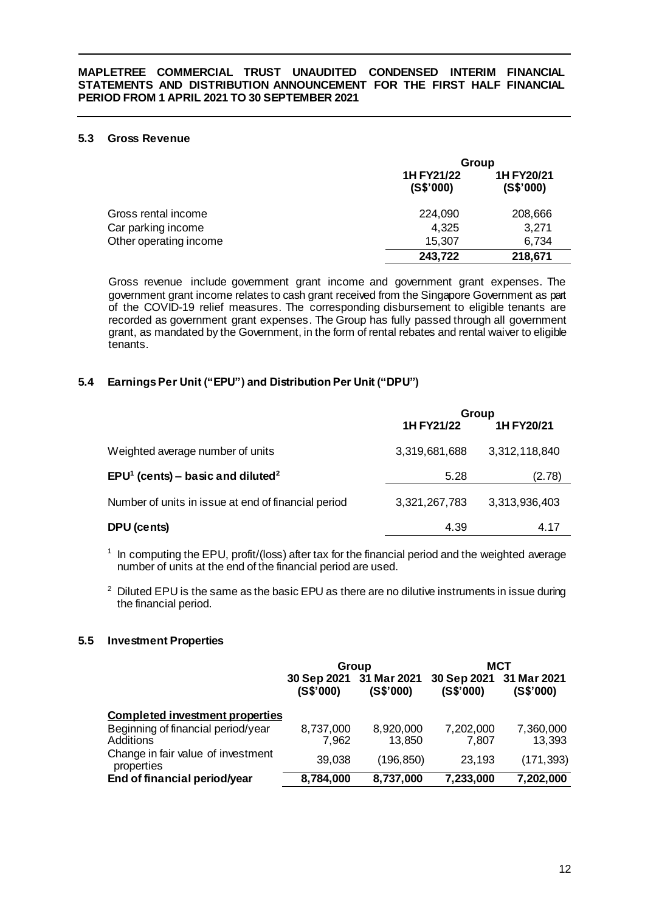### 5.3 Gross Revenue

| | Group | |
|---|---|---|
| | 1H FY21/22 (S$'000) | 1H FY20/21 (S$'000) |
| Gross rental income | 224,090 | 208,666 |
| Car parking income | 4,325 | 3,271 |
| Other operating income | 15,307 | 6,734 |
| | **243,722** | **218,671** |

Gross revenue include government grant income and government grant expenses. The government grant income relates to cash grant received from the Singapore Government as part of the COVID-19 relief measures. The corresponding disbursement to eligible tenants are recorded as government grant expenses. The Group has fully passed through all government grant, as mandated by the Government, in the form of rental rebates and rental waiver to eligible tenants.

### 5.4 Earnings Per Unit ("EPU") and Distribution Per Unit ("DPU")

| | Group | |
|---|---|---|
| | 1H FY21/22 | 1H FY20/21 |
| Weighted average number of units | 3,319,681,688 | 3,312,118,840 |
| **EPU[1] (cents) – basic and diluted[2]** | 5.28 | (2.78) |
| Number of units in issue at end of financial period | 3,321,267,783 | 3,313,936,403 |
| **DPU (cents)** | 4.39 | 4.17 |

[1] In computing the EPU, profit/(loss) after tax for the financial period and the weighted average number of units at the end of the financial period are used.

[2] Diluted EPU is the same as the basic EPU as there are no dilutive instruments in issue during the financial period.

### 5.5 Investment Properties

| | Group | | MCT | |
|---|---|---|---|---|
| | 30 Sep 2021 (S$'000) | 31 Mar 2021 (S$'000) | 30 Sep 2021 (S$'000) | 31 Mar 2021 (S$'000) |
| **Completed investment properties** | | | | |
| Beginning of financial period/year | 8,737,000 | 8,920,000 | 7,202,000 | 7,360,000 |
| Additions | 7,962 | 13,850 | 7,807 | 13,393 |
| Change in fair value of investment properties | 39,038 | (196,850) | 23,193 | (171,393) |
| **End of financial period/year** | **8,784,000** | **8,737,000** | **7,233,000** | **7,202,000** |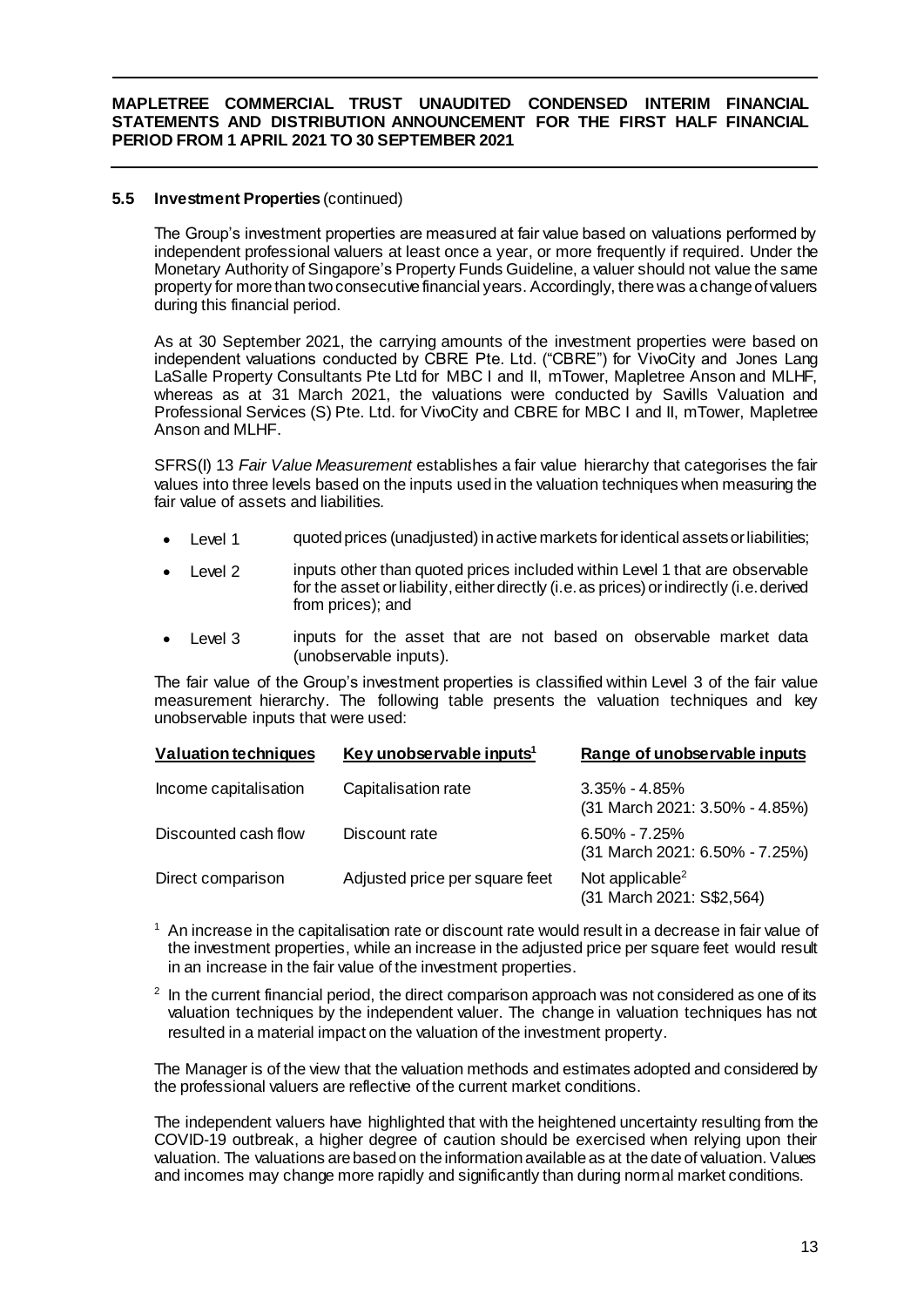### 5.5 Investment Properties (continued)

The Group's investment properties are measured at fair value based on valuations performed by independent professional valuers at least once a year, or more frequently if required. Under the Monetary Authority of Singapore's Property Funds Guideline, a valuer should not value the same property for more than two consecutive financial years. Accordingly, there was a change of valuers during this financial period.

As at 30 September 2021, the carrying amounts of the investment properties were based on independent valuations conducted by CBRE Pte. Ltd. ("CBRE") for VivoCity and Jones Lang LaSalle Property Consultants Pte Ltd for MBC I and II, mTower, Mapletree Anson and MLHF, whereas as at 31 March 2021, the valuations were conducted by Savills Valuation and Professional Services (S) Pte. Ltd. for VivoCity and CBRE for MBC I and II, mTower, Mapletree Anson and MLHF.

SFRS(I) 13 *Fair Value Measurement* establishes a fair value hierarchy that categorises the fair values into three levels based on the inputs used in the valuation techniques when measuring the fair value of assets and liabilities.

- Level 1 quoted prices (unadjusted) in active markets for identical assets or liabilities;
- Level 2 inputs other than quoted prices included within Level 1 that are observable for the asset or liability, either directly (i.e. as prices) or indirectly (i.e. derived from prices); and
- Level 3 inputs for the asset that are not based on observable market data (unobservable inputs).

The fair value of the Group's investment properties is classified within Level 3 of the fair value measurement hierarchy. The following table presents the valuation techniques and key unobservable inputs that were used:

| Valuation techniques | Key unobservable inputs[1] | Range of unobservable inputs |
| --- | --- | --- |
| Income capitalisation | Capitalisation rate | 3.35% - 4.85% (31 March 2021: 3.50% - 4.85%) |
| Discounted cash flow | Discount rate | 6.50% - 7.25% (31 March 2021: 6.50% - 7.25%) |
| Direct comparison | Adjusted price per square feet | Not applicable[2] (31 March 2021: S$2,564) |

[1] An increase in the capitalisation rate or discount rate would result in a decrease in fair value of the investment properties, while an increase in the adjusted price per square feet would result in an increase in the fair value of the investment properties.

[2] In the current financial period, the direct comparison approach was not considered as one of its valuation techniques by the independent valuer. The change in valuation techniques has not resulted in a material impact on the valuation of the investment property.

The Manager is of the view that the valuation methods and estimates adopted and considered by the professional valuers are reflective of the current market conditions.

The independent valuers have highlighted that with the heightened uncertainty resulting from the COVID-19 outbreak, a higher degree of caution should be exercised when relying upon their valuation. The valuations are based on the information available as at the date of valuation. Values and incomes may change more rapidly and significantly than during normal market conditions.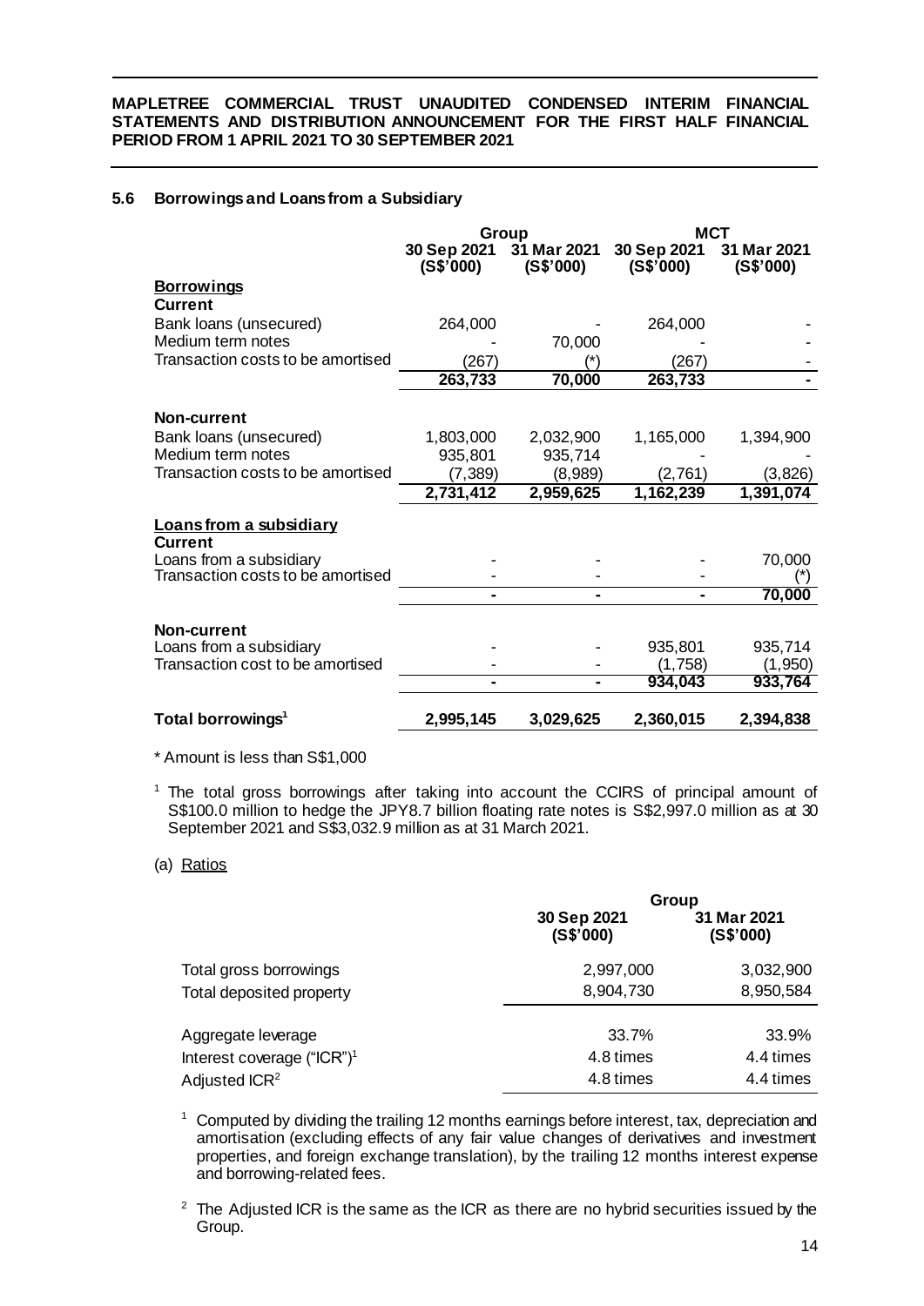**MAPLETREE COMMERCIAL TRUST UNAUDITED CONDENSED INTERIM FINANCIAL STATEMENTS AND DISTRIBUTION ANNOUNCEMENT FOR THE FIRST HALF FINANCIAL PERIOD FROM 1 APRIL 2021 TO 30 SEPTEMBER 2021**

### 5.6 Borrowings and Loans from a Subsidiary

| | Group | | MCT | |
|---|---|---|---|---|
| | 30 Sep 2021 (S$'000) | 31 Mar 2021 (S$'000) | 30 Sep 2021 (S$'000) | 31 Mar 2021 (S$'000) |
| **Borrowings** | | | | |
| **Current** | | | | |
| Bank loans (unsecured) | 264,000 | - | 264,000 | - |
| Medium term notes | - | 70,000 | - | - |
| Transaction costs to be amortised | (267) | (*) | (267) | - |
| | **263,733** | **70,000** | **263,733** | **-** |
| **Non-current** | | | | |
| Bank loans (unsecured) | 1,803,000 | 2,032,900 | 1,165,000 | 1,394,900 |
| Medium term notes | 935,801 | 935,714 | - | - |
| Transaction costs to be amortised | (7,389) | (8,989) | (2,761) | (3,826) |
| | **2,731,412** | **2,959,625** | **1,162,239** | **1,391,074** |
| **Loans from a subsidiary** | | | | |
| **Current** | | | | |
| Loans from a subsidiary | - | - | - | 70,000 |
| Transaction costs to be amortised | - | - | - | (*) |
| | **-** | **-** | **-** | **70,000** |
| **Non-current** | | | | |
| Loans from a subsidiary | - | - | 935,801 | 935,714 |
| Transaction cost to be amortised | - | - | (1,758) | (1,950) |
| | **-** | **-** | **934,043** | **933,764** |
| **Total borrowings[1]** | **2,995,145** | **3,029,625** | **2,360,015** | **2,394,838** |

\* Amount is less than S$1,000

[1] The total gross borrowings after taking into account the CCIRS of principal amount of S$100.0 million to hedge the JPY8.7 billion floating rate notes is S$2,997.0 million as at 30 September 2021 and S$3,032.9 million as at 31 March 2021.

(a) Ratios

| | Group | |
|---|---|---|
| | 30 Sep 2021 (S$'000) | 31 Mar 2021 (S$'000) |
| Total gross borrowings | 2,997,000 | 3,032,900 |
| Total deposited property | 8,904,730 | 8,950,584 |
| Aggregate leverage | 33.7% | 33.9% |
| Interest coverage ("ICR")[1] | 4.8 times | 4.4 times |
| Adjusted ICR[2] | 4.8 times | 4.4 times |

[1] Computed by dividing the trailing 12 months earnings before interest, tax, depreciation and amortisation (excluding effects of any fair value changes of derivatives and investment properties, and foreign exchange translation), by the trailing 12 months interest expense and borrowing-related fees.

[2] The Adjusted ICR is the same as the ICR as there are no hybrid securities issued by the Group.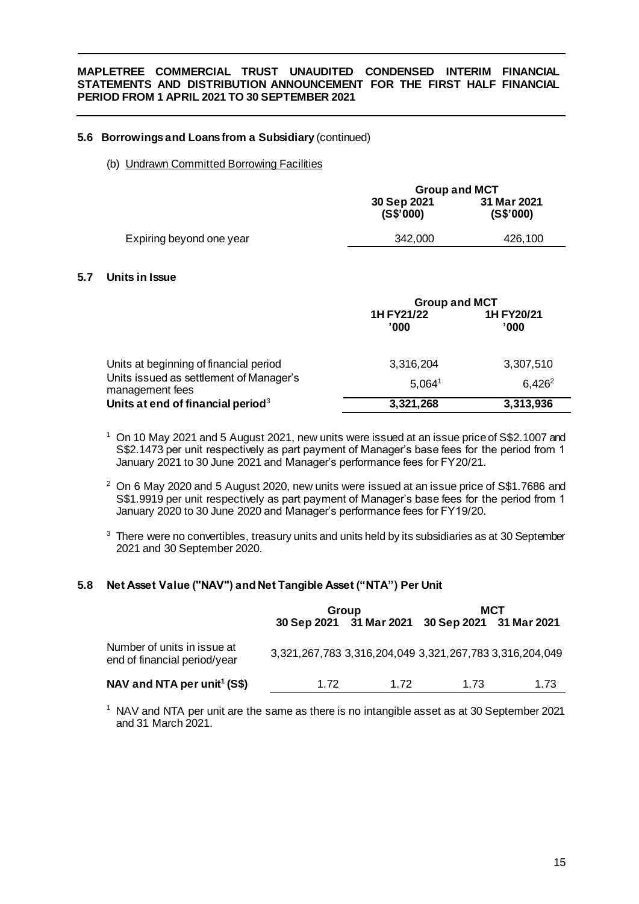### 5.6 Borrowings and Loans from a Subsidiary (continued)

(b) Undrawn Committed Borrowing Facilities

| | Group and MCT | |
|---|---|---|
| | 30 Sep 2021 (S$'000) | 31 Mar 2021 (S$'000) |
| Expiring beyond one year | 342,000 | 426,100 |

### 5.7 Units in Issue

| | Group and MCT | |
|---|---|---|
| | 1H FY21/22 '000 | 1H FY20/21 '000 |
| Units at beginning of financial period | 3,316,204 | 3,307,510 |
| Units issued as settlement of Manager's management fees | 5,064[1] | 6,426[2] |
| **Units at end of financial period**[3] | **3,321,268** | **3,313,936** |

[1] On 10 May 2021 and 5 August 2021, new units were issued at an issue price of S$2.1007 and S$2.1473 per unit respectively as part payment of Manager's base fees for the period from 1 January 2021 to 30 June 2021 and Manager's performance fees for FY20/21.

[2] On 6 May 2020 and 5 August 2020, new units were issued at an issue price of S$1.7686 and S$1.9919 per unit respectively as part payment of Manager's base fees for the period from 1 January 2020 to 30 June 2020 and Manager's performance fees for FY19/20.

[3] There were no convertibles, treasury units and units held by its subsidiaries as at 30 September 2021 and 30 September 2020.

### 5.8 Net Asset Value ("NAV") and Net Tangible Asset ("NTA") Per Unit

| | Group | | MCT | |
|---|---|---|---|---|
| | 30 Sep 2021 | 31 Mar 2021 | 30 Sep 2021 | 31 Mar 2021 |
| Number of units in issue at end of financial period/year | 3,321,267,783 | 3,316,204,049 | 3,321,267,783 | 3,316,204,049 |
| **NAV and NTA per unit[1] (S$)** | 1.72 | 1.72 | 1.73 | 1.73 |

[1] NAV and NTA per unit are the same as there is no intangible asset as at 30 September 2021 and 31 March 2021.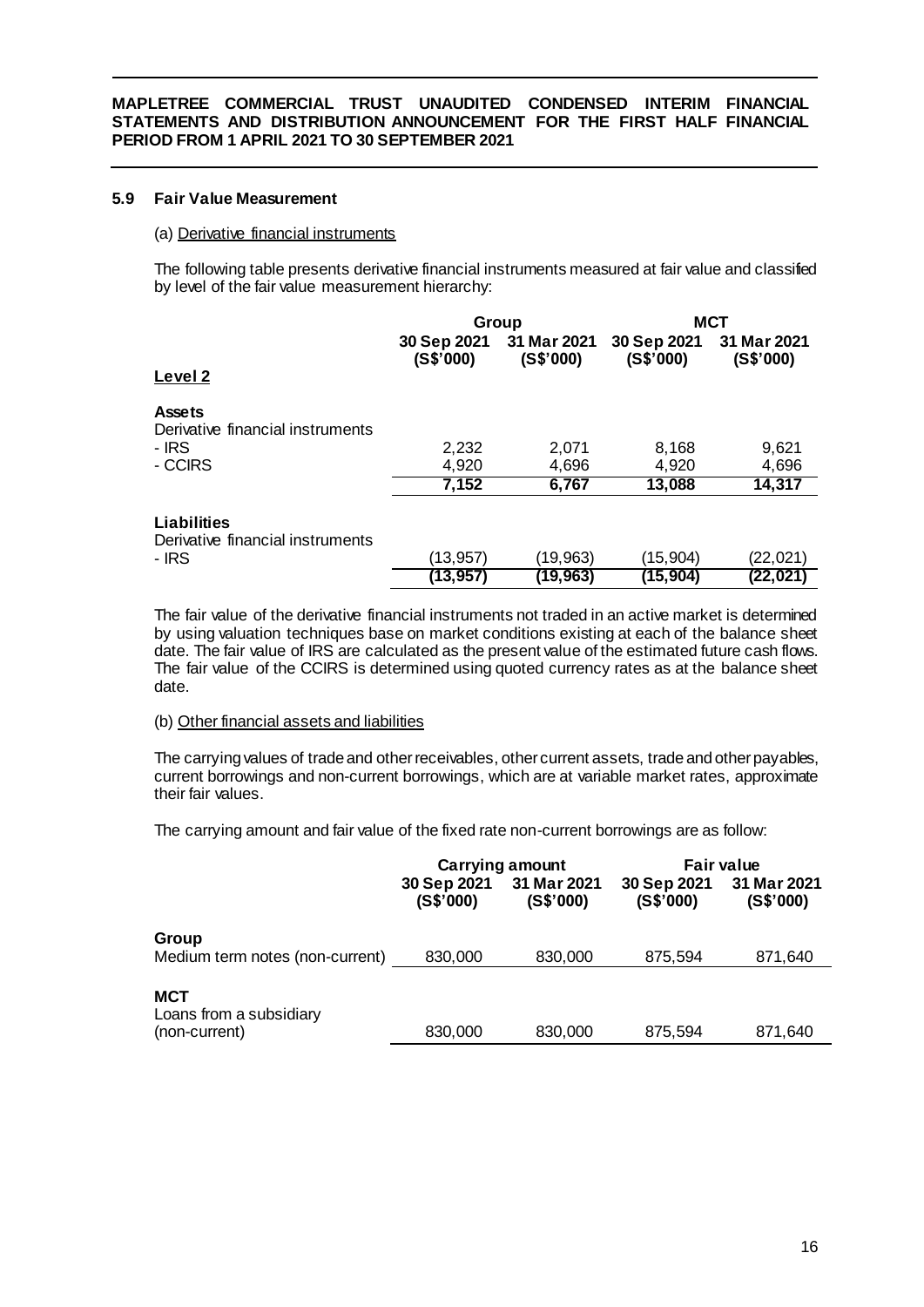### 5.9 Fair Value Measurement

(a) Derivative financial instruments

The following table presents derivative financial instruments measured at fair value and classified by level of the fair value measurement hierarchy:

| | Group | | MCT | |
|---|---|---|---|---|
| | 30 Sep 2021 (S$'000) | 31 Mar 2021 (S$'000) | 30 Sep 2021 (S$'000) | 31 Mar 2021 (S$'000) |
| **Level 2** | | | | |
| **Assets** | | | | |
| Derivative financial instruments | | | | |
| - IRS | 2,232 | 2,071 | 8,168 | 9,621 |
| - CCIRS | 4,920 | 4,696 | 4,920 | 4,696 |
| | **7,152** | **6,767** | **13,088** | **14,317** |
| **Liabilities** | | | | |
| Derivative financial instruments | | | | |
| - IRS | (13,957) | (19,963) | (15,904) | (22,021) |
| | **(13,957)** | **(19,963)** | **(15,904)** | **(22,021)** |

The fair value of the derivative financial instruments not traded in an active market is determined by using valuation techniques base on market conditions existing at each of the balance sheet date. The fair value of IRS are calculated as the present value of the estimated future cash flows. The fair value of the CCIRS is determined using quoted currency rates as at the balance sheet date.

(b) Other financial assets and liabilities

The carrying values of trade and other receivables, other current assets, trade and other payables, current borrowings and non-current borrowings, which are at variable market rates, approximate their fair values.

The carrying amount and fair value of the fixed rate non-current borrowings are as follow:

| | Carrying amount | | Fair value | |
|---|---|---|---|---|
| | 30 Sep 2021 (S$'000) | 31 Mar 2021 (S$'000) | 30 Sep 2021 (S$'000) | 31 Mar 2021 (S$'000) |
| **Group** | | | | |
| Medium term notes (non-current) | 830,000 | 830,000 | 875,594 | 871,640 |
| **MCT** | | | | |
| Loans from a subsidiary (non-current) | 830,000 | 830,000 | 875,594 | 871,640 |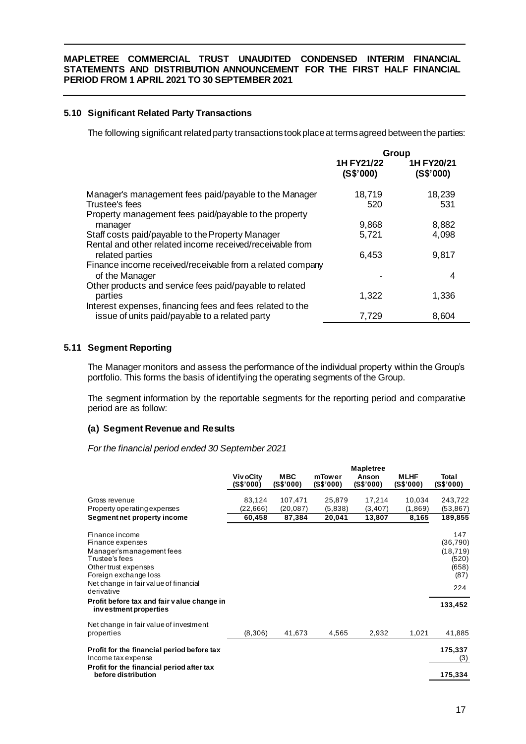**MAPLETREE COMMERCIAL TRUST UNAUDITED CONDENSED INTERIM FINANCIAL STATEMENTS AND DISTRIBUTION ANNOUNCEMENT FOR THE FIRST HALF FINANCIAL PERIOD FROM 1 APRIL 2021 TO 30 SEPTEMBER 2021**

### 5.10 Significant Related Party Transactions

The following significant related party transactions took place at terms agreed between the parties:

| | Group | |
|---|---|---|
| | 1H FY21/22 (S$'000) | 1H FY20/21 (S$'000) |
| Manager's management fees paid/payable to the Manager | 18,719 | 18,239 |
| Trustee's fees | 520 | 531 |
| Property management fees paid/payable to the property manager | 9,868 | 8,882 |
| Staff costs paid/payable to the Property Manager | 5,721 | 4,098 |
| Rental and other related income received/receivable from related parties | 6,453 | 9,817 |
| Finance income received/receivable from a related company of the Manager | - | 4 |
| Other products and service fees paid/payable to related parties | 1,322 | 1,336 |
| Interest expenses, financing fees and fees related to the issue of units paid/payable to a related party | 7,729 | 8,604 |

### 5.11 Segment Reporting

The Manager monitors and assess the performance of the individual property within the Group's portfolio. This forms the basis of identifying the operating segments of the Group.

The segment information by the reportable segments for the reporting period and comparative period are as follow:

#### (a) Segment Revenue and Results

*For the financial period ended 30 September 2021*

| | VivoCity (S$'000) | MBC (S$'000) | mTower (S$'000) | Mapletree Anson (S$'000) | MLHF (S$'000) | Total (S$'000) |
|---|---|---|---|---|---|---|
| Gross revenue | 83,124 | 107,471 | 25,879 | 17,214 | 10,034 | 243,722 |
| Property operating expenses | (22,666) | (20,087) | (5,838) | (3,407) | (1,869) | (53,867) |
| **Segment net property income** | **60,458** | **87,384** | **20,041** | **13,807** | **8,165** | **189,855** |
| Finance income | | | | | | 147 |
| Finance expenses | | | | | | (36,790) |
| Manager's management fees | | | | | | (18,719) |
| Trustee's fees | | | | | | (520) |
| Other trust expenses | | | | | | (658) |
| Foreign exchange loss | | | | | | (87) |
| Net change in fair value of financial derivative | | | | | | 224 |
| **Profit before tax and fair value change in investment properties** | | | | | | **133,452** |
| Net change in fair value of investment properties | (8,306) | 41,673 | 4,565 | 2,932 | 1,021 | 41,885 |
| **Profit for the financial period before tax** | | | | | | **175,337** |
| Income tax expense | | | | | | (3) |
| **Profit for the financial period after tax before distribution** | | | | | | **175,334** |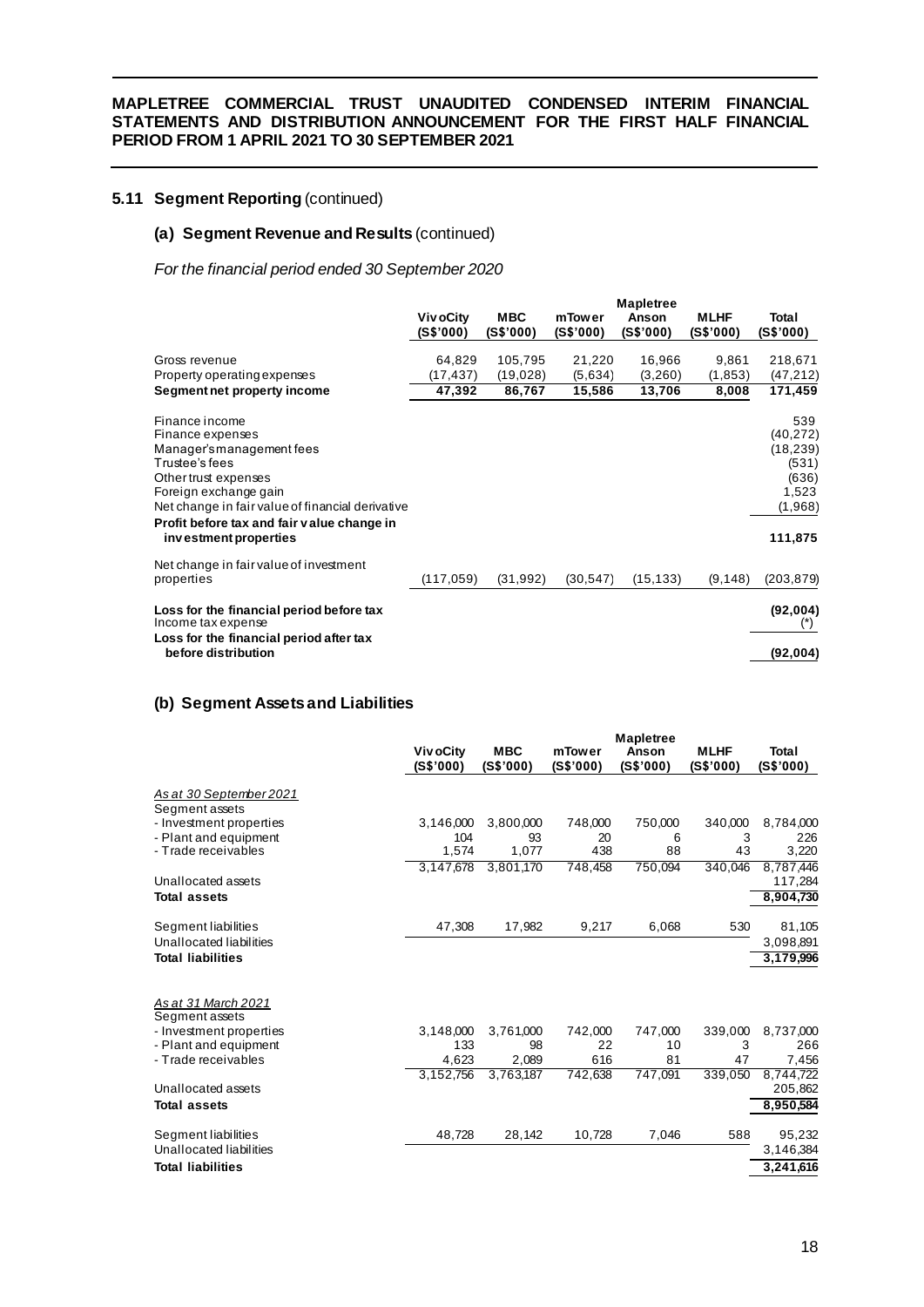### 5.11 Segment Reporting (continued)

#### (a) Segment Revenue and Results (continued)

*For the financial period ended 30 September 2020*

| | VivoCity (S$'000) | MBC (S$'000) | mTower (S$'000) | Mapletree Anson (S$'000) | MLHF (S$'000) | Total (S$'000) |
|---|---|---|---|---|---|---|
| Gross revenue | 64,829 | 105,795 | 21,220 | 16,966 | 9,861 | 218,671 |
| Property operating expenses | (17,437) | (19,028) | (5,634) | (3,260) | (1,853) | (47,212) |
| **Segment net property income** | **47,392** | **86,767** | **15,586** | **13,706** | **8,008** | **171,459** |
| Finance income | | | | | | 539 |
| Finance expenses | | | | | | (40,272) |
| Manager's management fees | | | | | | (18,239) |
| Trustee's fees | | | | | | (531) |
| Other trust expenses | | | | | | (636) |
| Foreign exchange gain | | | | | | 1,523 |
| Net change in fair value of financial derivative | | | | | | (1,968) |
| **Profit before tax and fair value change in investment properties** | | | | | | **111,875** |
| Net change in fair value of investment properties | (117,059) | (31,992) | (30,547) | (15,133) | (9,148) | (203,879) |
| **Loss for the financial period before tax** | | | | | | **(92,004)** |
| Income tax expense | | | | | | (*) |
| **Loss for the financial period after tax before distribution** | | | | | | **(92,004)** |

#### (b) Segment Assets and Liabilities

| | VivoCity (S$'000) | MBC (S$'000) | mTower (S$'000) | Mapletree Anson (S$'000) | MLHF (S$'000) | Total (S$'000) |
|---|---|---|---|---|---|---|
| *As at 30 September 2021* | | | | | | |
| Segment assets | | | | | | |
| - Investment properties | 3,146,000 | 3,800,000 | 748,000 | 750,000 | 340,000 | 8,784,000 |
| - Plant and equipment | 104 | 93 | 20 | 6 | 3 | 226 |
| - Trade receivables | 1,574 | 1,077 | 438 | 88 | 43 | 3,220 |
| | 3,147,678 | 3,801,170 | 748,458 | 750,094 | 340,046 | 8,787,446 |
| Unallocated assets | | | | | | 117,284 |
| **Total assets** | | | | | | 8,904,730 |
| Segment liabilities | 47,308 | 17,982 | 9,217 | 6,068 | 530 | 81,105 |
| Unallocated liabilities | | | | | | 3,098,891 |
| **Total liabilities** | | | | | | 3,179,996 |
| *As at 31 March 2021* | | | | | | |
| Segment assets | | | | | | |
| - Investment properties | 3,148,000 | 3,761,000 | 742,000 | 747,000 | 339,000 | 8,737,000 |
| - Plant and equipment | 133 | 98 | 22 | 10 | 3 | 266 |
| - Trade receivables | 4,623 | 2,089 | 616 | 81 | 47 | 7,456 |
| | 3,152,756 | 3,763,187 | 742,638 | 747,091 | 339,050 | 8,744,722 |
| Unallocated assets | | | | | | 205,862 |
| **Total assets** | | | | | | 8,950,584 |
| Segment liabilities | 48,728 | 28,142 | 10,728 | 7,046 | 588 | 95,232 |
| Unallocated liabilities | | | | | | 3,146,384 |
| **Total liabilities** | | | | | | 3,241,616 |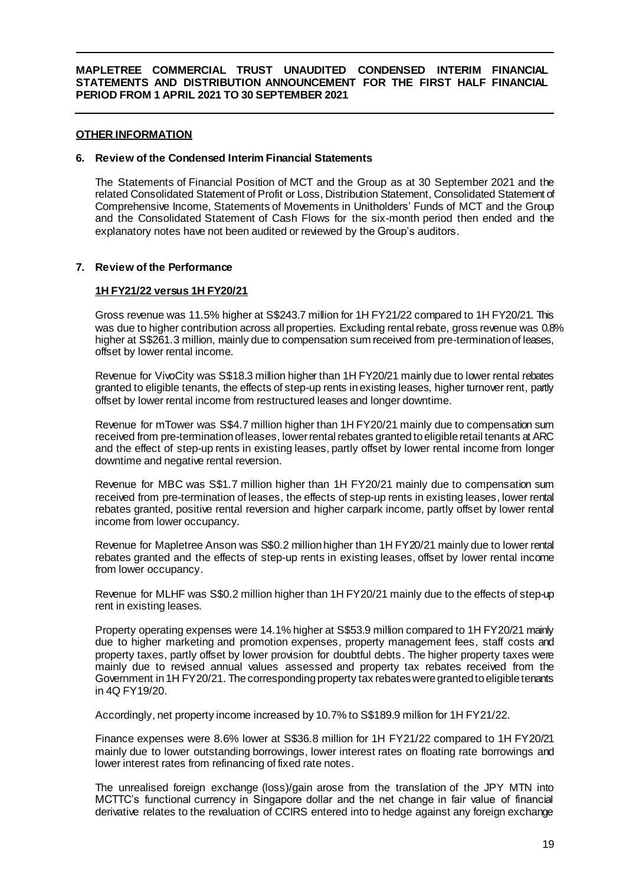## OTHER INFORMATION

### 6. Review of the Condensed Interim Financial Statements

The Statements of Financial Position of MCT and the Group as at 30 September 2021 and the related Consolidated Statement of Profit or Loss, Distribution Statement, Consolidated Statement of Comprehensive Income, Statements of Movements in Unitholders' Funds of MCT and the Group and the Consolidated Statement of Cash Flows for the six-month period then ended and the explanatory notes have not been audited or reviewed by the Group's auditors.

### 7. Review of the Performance

**1H FY21/22 versus 1H FY20/21**

Gross revenue was 11.5% higher at S$243.7 million for 1H FY21/22 compared to 1H FY20/21. This was due to higher contribution across all properties. Excluding rental rebate, gross revenue was 0.8% higher at S$261.3 million, mainly due to compensation sum received from pre-termination of leases, offset by lower rental income.

Revenue for VivoCity was S$18.3 million higher than 1H FY20/21 mainly due to lower rental rebates granted to eligible tenants, the effects of step-up rents in existing leases, higher turnover rent, partly offset by lower rental income from restructured leases and longer downtime.

Revenue for mTower was S$4.7 million higher than 1H FY20/21 mainly due to compensation sum received from pre-termination of leases, lower rental rebates granted to eligible retail tenants at ARC and the effect of step-up rents in existing leases, partly offset by lower rental income from longer downtime and negative rental reversion.

Revenue for MBC was S$1.7 million higher than 1H FY20/21 mainly due to compensation sum received from pre-termination of leases, the effects of step-up rents in existing leases, lower rental rebates granted, positive rental reversion and higher carpark income, partly offset by lower rental income from lower occupancy.

Revenue for Mapletree Anson was S$0.2 million higher than 1H FY20/21 mainly due to lower rental rebates granted and the effects of step-up rents in existing leases, offset by lower rental income from lower occupancy.

Revenue for MLHF was S$0.2 million higher than 1H FY20/21 mainly due to the effects of step-up rent in existing leases.

Property operating expenses were 14.1% higher at S$53.9 million compared to 1H FY20/21 mainly due to higher marketing and promotion expenses, property management fees, staff costs and property taxes, partly offset by lower provision for doubtful debts. The higher property taxes were mainly due to revised annual values assessed and property tax rebates received from the Government in 1H FY20/21. The corresponding property tax rebates were granted to eligible tenants in 4Q FY19/20.

Accordingly, net property income increased by 10.7% to S$189.9 million for 1H FY21/22.

Finance expenses were 8.6% lower at S$36.8 million for 1H FY21/22 compared to 1H FY20/21 mainly due to lower outstanding borrowings, lower interest rates on floating rate borrowings and lower interest rates from refinancing of fixed rate notes.

The unrealised foreign exchange (loss)/gain arose from the translation of the JPY MTN into MCTTC's functional currency in Singapore dollar and the net change in fair value of financial derivative relates to the revaluation of CCIRS entered into to hedge against any foreign exchange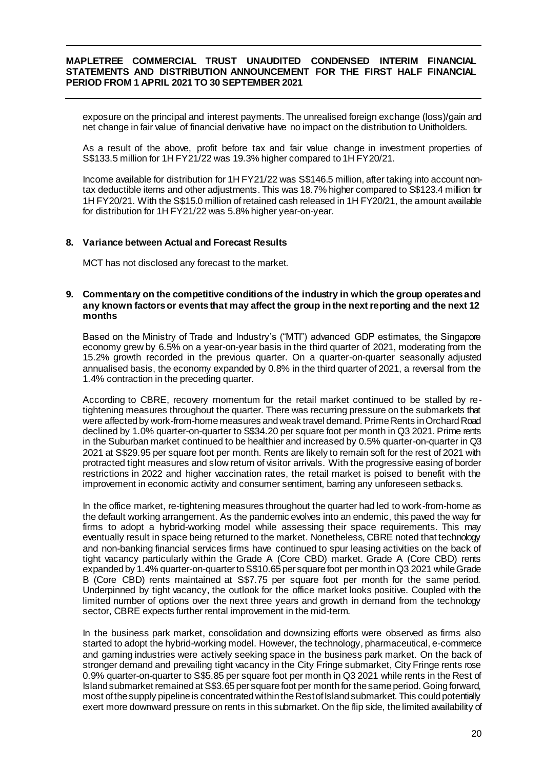exposure on the principal and interest payments. The unrealised foreign exchange (loss)/gain and net change in fair value of financial derivative have no impact on the distribution to Unitholders.

As a result of the above, profit before tax and fair value change in investment properties of S$133.5 million for 1H FY21/22 was 19.3% higher compared to 1H FY20/21.

Income available for distribution for 1H FY21/22 was S$146.5 million, after taking into account non-tax deductible items and other adjustments. This was 18.7% higher compared to S$123.4 million for 1H FY20/21. With the S$15.0 million of retained cash released in 1H FY20/21, the amount available for distribution for 1H FY21/22 was 5.8% higher year-on-year.

## 8. Variance between Actual and Forecast Results

MCT has not disclosed any forecast to the market.

## 9. Commentary on the competitive conditions of the industry in which the group operates and any known factors or events that may affect the group in the next reporting and the next 12 months

Based on the Ministry of Trade and Industry's ("MTI") advanced GDP estimates, the Singapore economy grew by 6.5% on a year-on-year basis in the third quarter of 2021, moderating from the 15.2% growth recorded in the previous quarter. On a quarter-on-quarter seasonally adjusted annualised basis, the economy expanded by 0.8% in the third quarter of 2021, a reversal from the 1.4% contraction in the preceding quarter.

According to CBRE, recovery momentum for the retail market continued to be stalled by re-tightening measures throughout the quarter. There was recurring pressure on the submarkets that were affected by work-from-home measures and weak travel demand. Prime Rents in Orchard Road declined by 1.0% quarter-on-quarter to S$34.20 per square foot per month in Q3 2021. Prime rents in the Suburban market continued to be healthier and increased by 0.5% quarter-on-quarter in Q3 2021 at S$29.95 per square foot per month. Rents are likely to remain soft for the rest of 2021 with protracted tight measures and slow return of visitor arrivals. With the progressive easing of border restrictions in 2022 and higher vaccination rates, the retail market is poised to benefit with the improvement in economic activity and consumer sentiment, barring any unforeseen setbacks.

In the office market, re-tightening measures throughout the quarter had led to work-from-home as the default working arrangement. As the pandemic evolves into an endemic, this paved the way for firms to adopt a hybrid-working model while assessing their space requirements. This may eventually result in space being returned to the market. Nonetheless, CBRE noted that technology and non-banking financial services firms have continued to spur leasing activities on the back of tight vacancy particularly within the Grade A (Core CBD) market. Grade A (Core CBD) rents expanded by 1.4% quarter-on-quarter to S$10.65 per square foot per month in Q3 2021 while Grade B (Core CBD) rents maintained at S$7.75 per square foot per month for the same period. Underpinned by tight vacancy, the outlook for the office market looks positive. Coupled with the limited number of options over the next three years and growth in demand from the technology sector, CBRE expects further rental improvement in the mid-term.

In the business park market, consolidation and downsizing efforts were observed as firms also started to adopt the hybrid-working model. However, the technology, pharmaceutical, e-commerce and gaming industries were actively seeking space in the business park market. On the back of stronger demand and prevailing tight vacancy in the City Fringe submarket, City Fringe rents rose 0.9% quarter-on-quarter to S$5.85 per square foot per month in Q3 2021 while rents in the Rest of Island submarket remained at S$3.65 per square foot per month for the same period. Going forward, most of the supply pipeline is concentrated within the Rest of Island submarket. This could potentially exert more downward pressure on rents in this submarket. On the flip side, the limited availability of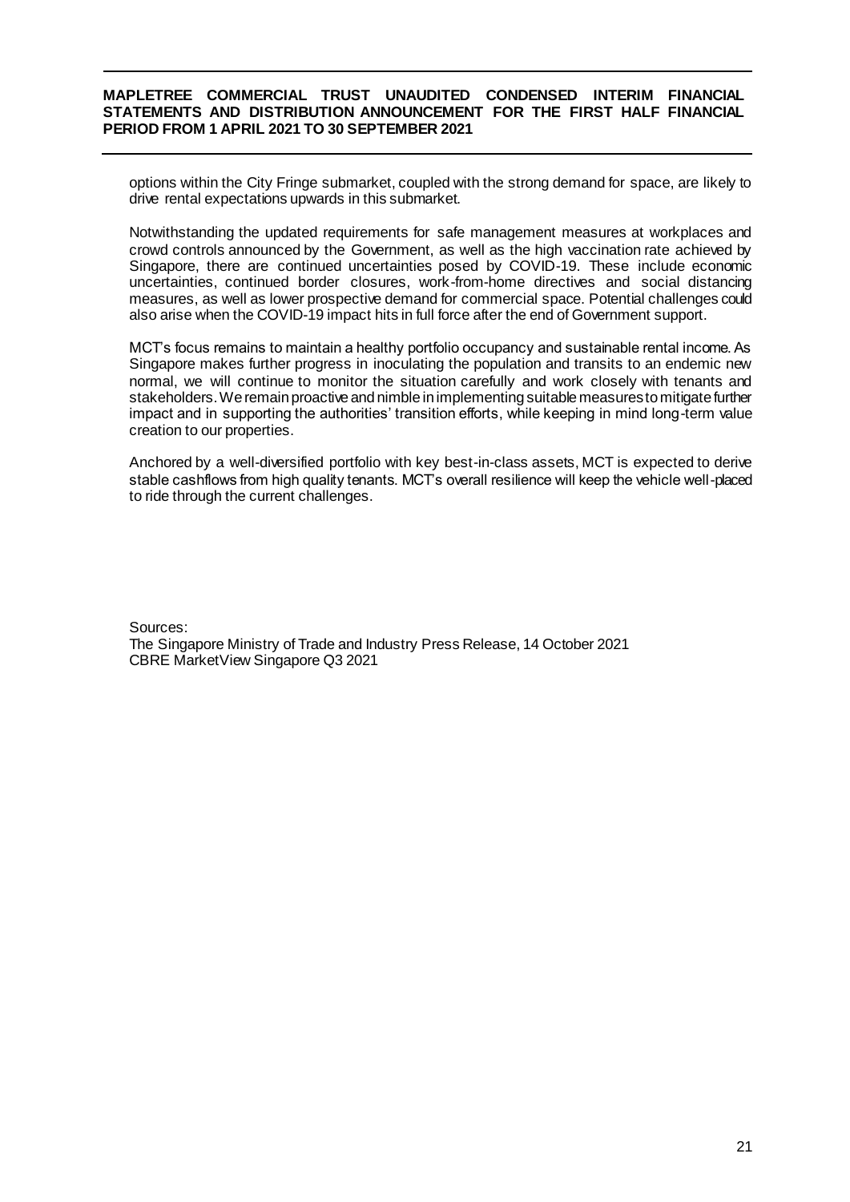options within the City Fringe submarket, coupled with the strong demand for space, are likely to drive rental expectations upwards in this submarket.

Notwithstanding the updated requirements for safe management measures at workplaces and crowd controls announced by the Government, as well as the high vaccination rate achieved by Singapore, there are continued uncertainties posed by COVID-19. These include economic uncertainties, continued border closures, work-from-home directives and social distancing measures, as well as lower prospective demand for commercial space. Potential challenges could also arise when the COVID-19 impact hits in full force after the end of Government support.

MCT's focus remains to maintain a healthy portfolio occupancy and sustainable rental income. As Singapore makes further progress in inoculating the population and transits to an endemic new normal, we will continue to monitor the situation carefully and work closely with tenants and stakeholders. We remain proactive and nimble in implementing suitable measures to mitigate further impact and in supporting the authorities' transition efforts, while keeping in mind long-term value creation to our properties.

Anchored by a well-diversified portfolio with key best-in-class assets, MCT is expected to derive stable cashflows from high quality tenants. MCT's overall resilience will keep the vehicle well-placed to ride through the current challenges.

Sources:
The Singapore Ministry of Trade and Industry Press Release, 14 October 2021
CBRE MarketView Singapore Q3 2021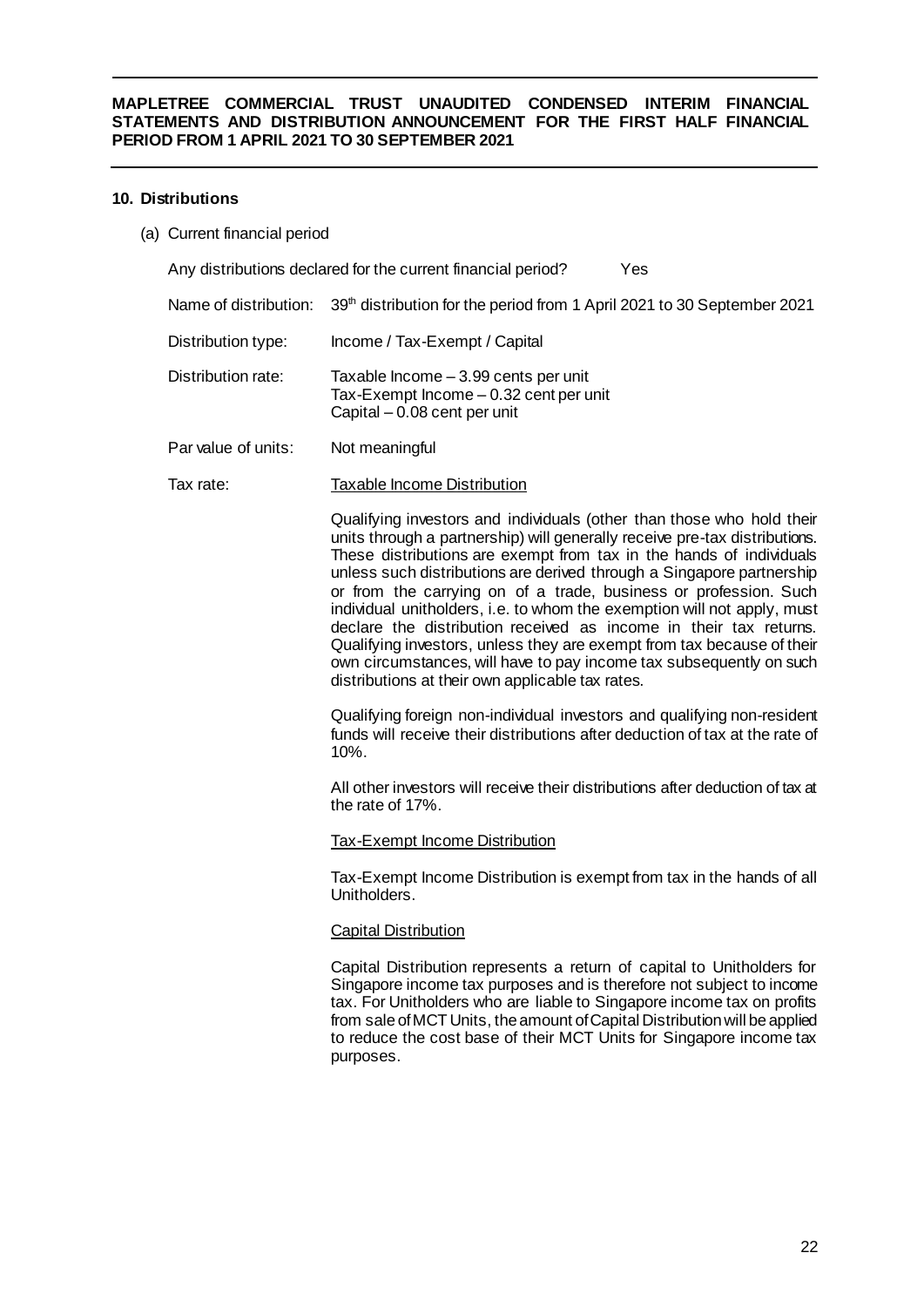## 10. Distributions

(a) Current financial period

Any distributions declared for the current financial period? Yes

| | |
|---|---|
| Name of distribution: | 39th distribution for the period from 1 April 2021 to 30 September 2021 |
| Distribution type: | Income / Tax-Exempt / Capital |
| Distribution rate: | Taxable Income – 3.99 cents per unit<br>Tax-Exempt Income – 0.32 cent per unit<br>Capital – 0.08 cent per unit |
| Par value of units: | Not meaningful |

Tax rate:

Taxable Income Distribution

Qualifying investors and individuals (other than those who hold their units through a partnership) will generally receive pre-tax distributions. These distributions are exempt from tax in the hands of individuals unless such distributions are derived through a Singapore partnership or from the carrying on of a trade, business or profession. Such individual unitholders, i.e. to whom the exemption will not apply, must declare the distribution received as income in their tax returns. Qualifying investors, unless they are exempt from tax because of their own circumstances, will have to pay income tax subsequently on such distributions at their own applicable tax rates.

Qualifying foreign non-individual investors and qualifying non-resident funds will receive their distributions after deduction of tax at the rate of 10%.

All other investors will receive their distributions after deduction of tax at the rate of 17%.

Tax-Exempt Income Distribution

Tax-Exempt Income Distribution is exempt from tax in the hands of all Unitholders.

Capital Distribution

Capital Distribution represents a return of capital to Unitholders for Singapore income tax purposes and is therefore not subject to income tax. For Unitholders who are liable to Singapore income tax on profits from sale of MCT Units, the amount of Capital Distribution will be applied to reduce the cost base of their MCT Units for Singapore income tax purposes.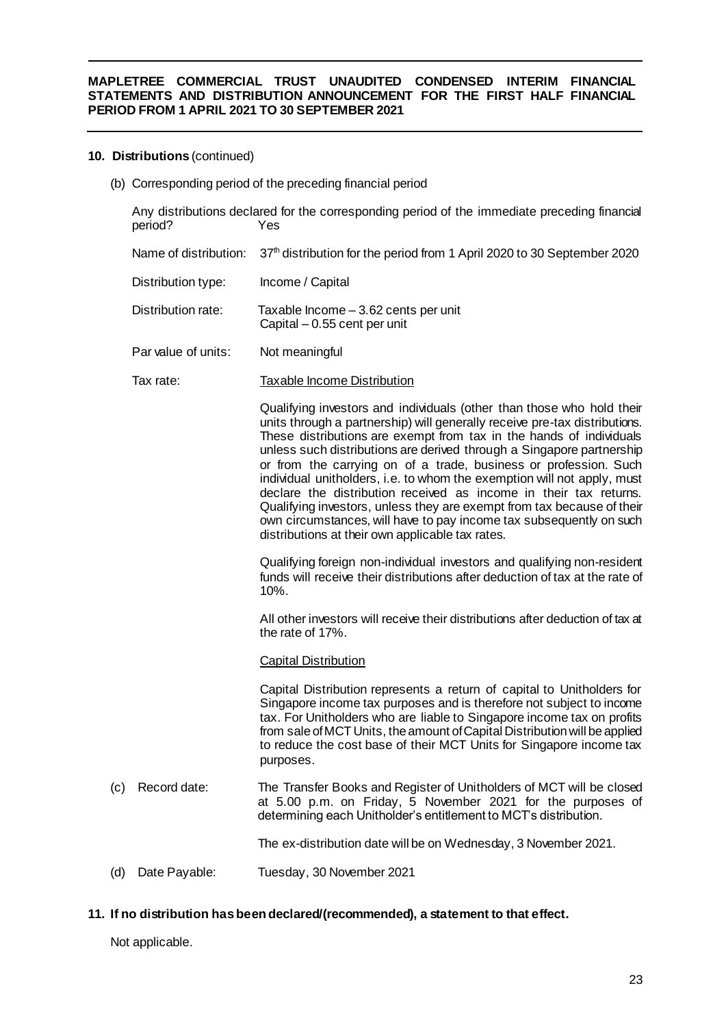**10. Distributions** (continued)

(b) Corresponding period of the preceding financial period

Any distributions declared for the corresponding period of the immediate preceding financial period? Yes

| | |
|---|---|
| Name of distribution: | 37th distribution for the period from 1 April 2020 to 30 September 2020 |
| Distribution type: | Income / Capital |
| Distribution rate: | Taxable Income – 3.62 cents per unit<br>Capital – 0.55 cent per unit |
| Par value of units: | Not meaningful |
| Tax rate: | Taxable Income Distribution |

Qualifying investors and individuals (other than those who hold their units through a partnership) will generally receive pre-tax distributions. These distributions are exempt from tax in the hands of individuals unless such distributions are derived through a Singapore partnership or from the carrying on of a trade, business or profession. Such individual unitholders, i.e. to whom the exemption will not apply, must declare the distribution received as income in their tax returns. Qualifying investors, unless they are exempt from tax because of their own circumstances, will have to pay income tax subsequently on such distributions at their own applicable tax rates.

Qualifying foreign non-individual investors and qualifying non-resident funds will receive their distributions after deduction of tax at the rate of 10%.

All other investors will receive their distributions after deduction of tax at the rate of 17%.

Capital Distribution

Capital Distribution represents a return of capital to Unitholders for Singapore income tax purposes and is therefore not subject to income tax. For Unitholders who are liable to Singapore income tax on profits from sale of MCT Units, the amount of Capital Distribution will be applied to reduce the cost base of their MCT Units for Singapore income tax purposes.

(c) Record date: The Transfer Books and Register of Unitholders of MCT will be closed at 5.00 p.m. on Friday, 5 November 2021 for the purposes of determining each Unitholder's entitlement to MCT's distribution.

The ex-distribution date will be on Wednesday, 3 November 2021.

(d) Date Payable: Tuesday, 30 November 2021

**11. If no distribution has been declared/(recommended), a statement to that effect.**

Not applicable.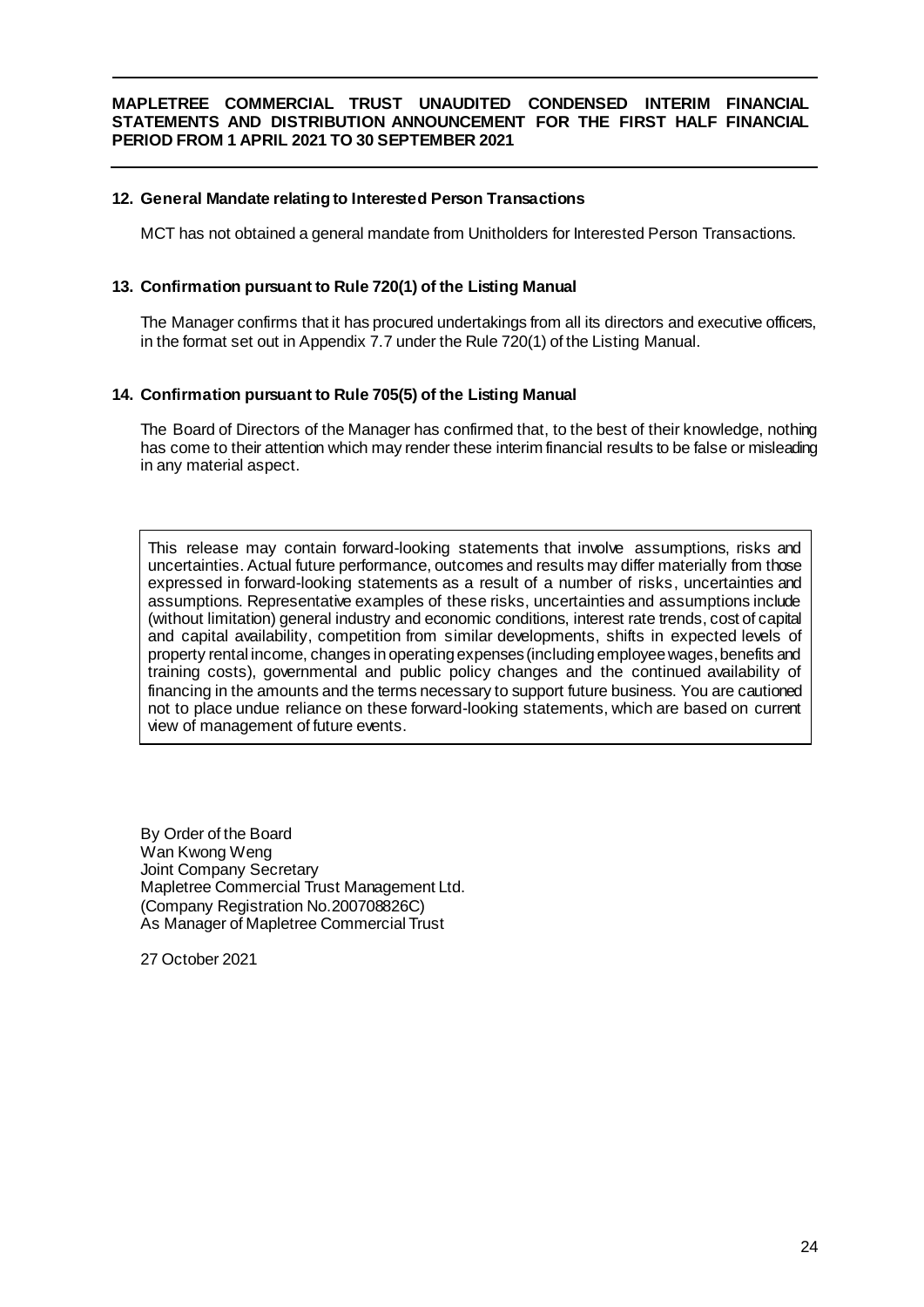### 12. General Mandate relating to Interested Person Transactions

MCT has not obtained a general mandate from Unitholders for Interested Person Transactions.

### 13. Confirmation pursuant to Rule 720(1) of the Listing Manual

The Manager confirms that it has procured undertakings from all its directors and executive officers, in the format set out in Appendix 7.7 under the Rule 720(1) of the Listing Manual.

### 14. Confirmation pursuant to Rule 705(5) of the Listing Manual

The Board of Directors of the Manager has confirmed that, to the best of their knowledge, nothing has come to their attention which may render these interim financial results to be false or misleading in any material aspect.

This release may contain forward-looking statements that involve assumptions, risks and uncertainties. Actual future performance, outcomes and results may differ materially from those expressed in forward-looking statements as a result of a number of risks, uncertainties and assumptions. Representative examples of these risks, uncertainties and assumptions include (without limitation) general industry and economic conditions, interest rate trends, cost of capital and capital availability, competition from similar developments, shifts in expected levels of property rental income, changes in operating expenses (including employee wages, benefits and training costs), governmental and public policy changes and the continued availability of financing in the amounts and the terms necessary to support future business. You are cautioned not to place undue reliance on these forward-looking statements, which are based on current view of management of future events.

By Order of the Board
Wan Kwong Weng
Joint Company Secretary
Mapletree Commercial Trust Management Ltd.
(Company Registration No.200708826C)
As Manager of Mapletree Commercial Trust

27 October 2021